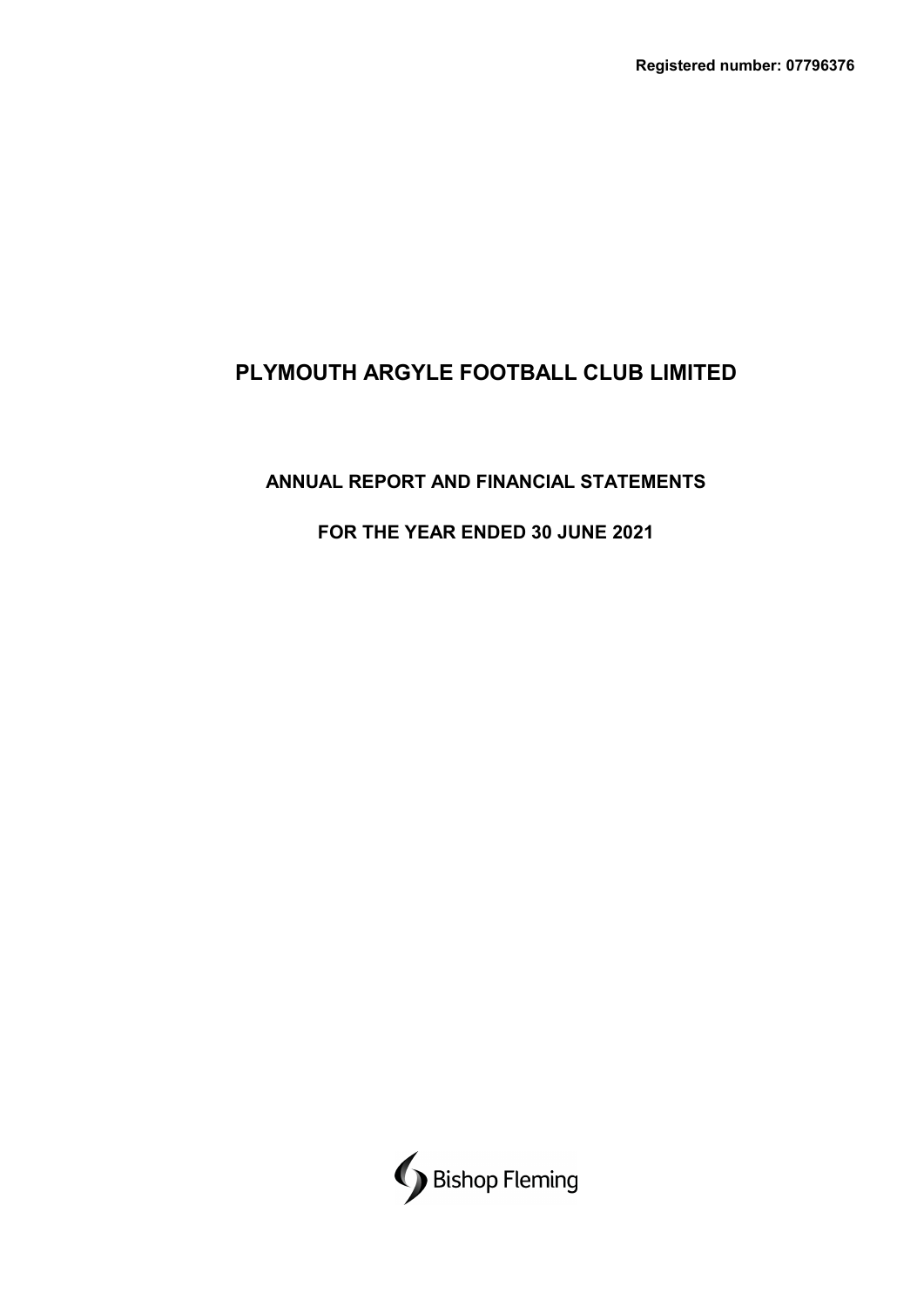**Registered number: 07796376**

# PLYMOUTH ARGYLE FOOTBALL CLUB LIMITED

## ANNUAL REPORT AND FINANCIAL STATEMENTS

## FOR THE YEAR ENDED 30 JUNE 2021

Bishop Fleming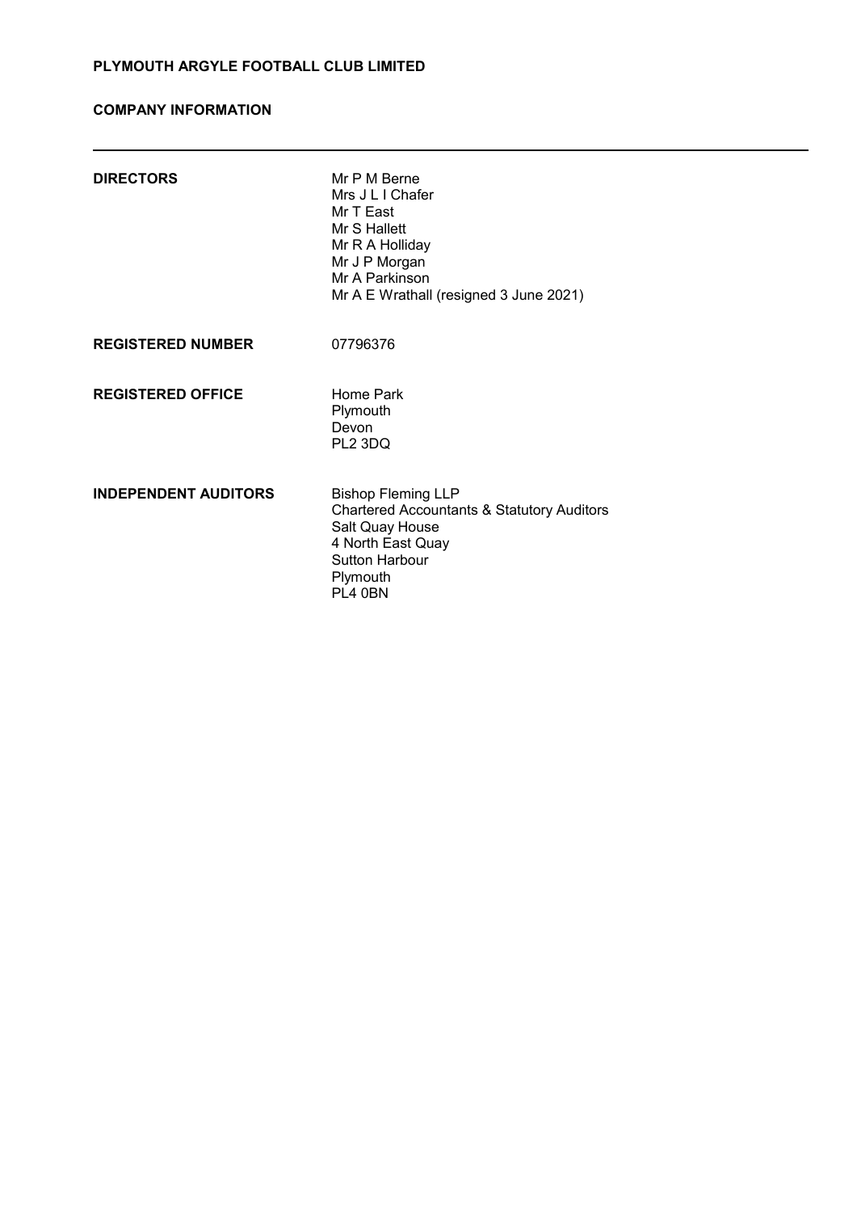**PLYMOUTH ARGYLE FOOTBALL CLUB LIMITED**

**COMPANY INFORMATION**

---

| | |
|---|---|
| **DIRECTORS** | Mr P M Berne<br>Mrs J L I Chafer<br>Mr T East<br>Mr S Hallett<br>Mr R A Holliday<br>Mr J P Morgan<br>Mr A Parkinson<br>Mr A E Wrathall (resigned 3 June 2021) |
| **REGISTERED NUMBER** | 07796376 |
| **REGISTERED OFFICE** | Home Park<br>Plymouth<br>Devon<br>PL2 3DQ |
| **INDEPENDENT AUDITORS** | Bishop Fleming LLP<br>Chartered Accountants & Statutory Auditors<br>Salt Quay House<br>4 North East Quay<br>Sutton Harbour<br>Plymouth<br>PL4 0BN |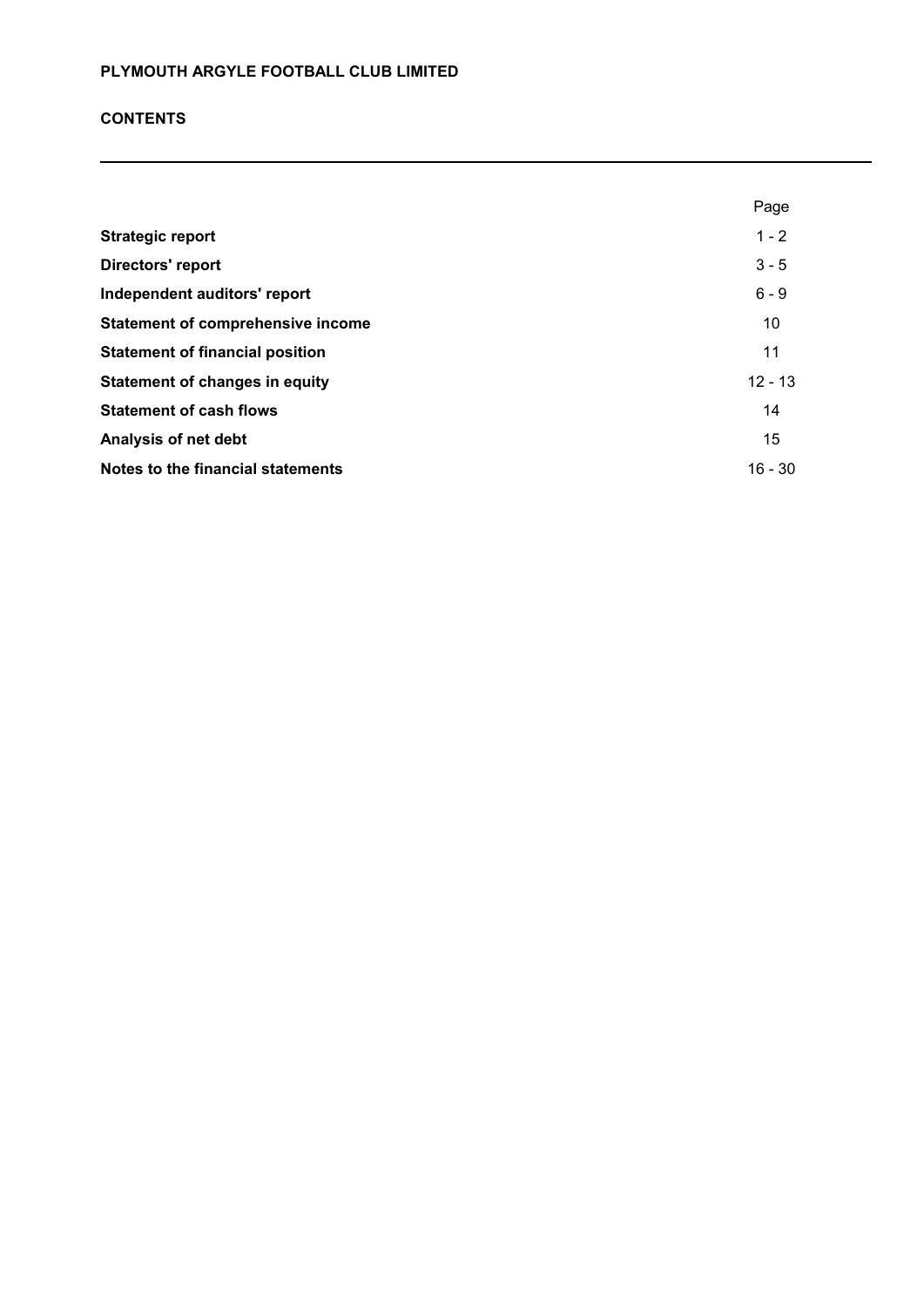**PLYMOUTH ARGYLE FOOTBALL CLUB LIMITED**

**CONTENTS**

| | Page |
|---|---|
| **Strategic report** | 1 - 2 |
| **Directors' report** | 3 - 5 |
| **Independent auditors' report** | 6 - 9 |
| **Statement of comprehensive income** | 10 |
| **Statement of financial position** | 11 |
| **Statement of changes in equity** | 12 - 13 |
| **Statement of cash flows** | 14 |
| **Analysis of net debt** | 15 |
| **Notes to the financial statements** | 16 - 30 |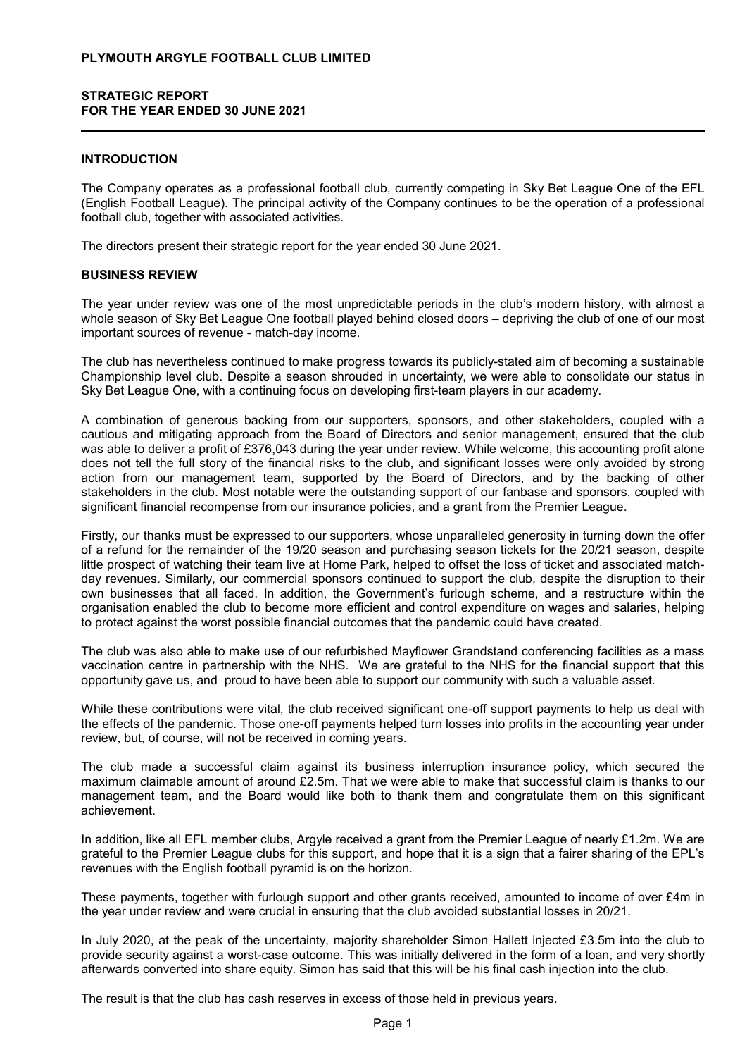**PLYMOUTH ARGYLE FOOTBALL CLUB LIMITED**

**STRATEGIC REPORT**
**FOR THE YEAR ENDED 30 JUNE 2021**

## INTRODUCTION

The Company operates as a professional football club, currently competing in Sky Bet League One of the EFL (English Football League). The principal activity of the Company continues to be the operation of a professional football club, together with associated activities.

The directors present their strategic report for the year ended 30 June 2021.

## BUSINESS REVIEW

The year under review was one of the most unpredictable periods in the club's modern history, with almost a whole season of Sky Bet League One football played behind closed doors – depriving the club of one of our most important sources of revenue - match-day income.

The club has nevertheless continued to make progress towards its publicly-stated aim of becoming a sustainable Championship level club. Despite a season shrouded in uncertainty, we were able to consolidate our status in Sky Bet League One, with a continuing focus on developing first-team players in our academy.

A combination of generous backing from our supporters, sponsors, and other stakeholders, coupled with a cautious and mitigating approach from the Board of Directors and senior management, ensured that the club was able to deliver a profit of £376,043 during the year under review. While welcome, this accounting profit alone does not tell the full story of the financial risks to the club, and significant losses were only avoided by strong action from our management team, supported by the Board of Directors, and by the backing of other stakeholders in the club. Most notable were the outstanding support of our fanbase and sponsors, coupled with significant financial recompense from our insurance policies, and a grant from the Premier League.

Firstly, our thanks must be expressed to our supporters, whose unparalleled generosity in turning down the offer of a refund for the remainder of the 19/20 season and purchasing season tickets for the 20/21 season, despite little prospect of watching their team live at Home Park, helped to offset the loss of ticket and associated match-day revenues. Similarly, our commercial sponsors continued to support the club, despite the disruption to their own businesses that all faced. In addition, the Government's furlough scheme, and a restructure within the organisation enabled the club to become more efficient and control expenditure on wages and salaries, helping to protect against the worst possible financial outcomes that the pandemic could have created.

The club was also able to make use of our refurbished Mayflower Grandstand conferencing facilities as a mass vaccination centre in partnership with the NHS. We are grateful to the NHS for the financial support that this opportunity gave us, and proud to have been able to support our community with such a valuable asset.

While these contributions were vital, the club received significant one-off support payments to help us deal with the effects of the pandemic. Those one-off payments helped turn losses into profits in the accounting year under review, but, of course, will not be received in coming years.

The club made a successful claim against its business interruption insurance policy, which secured the maximum claimable amount of around £2.5m. That we were able to make that successful claim is thanks to our management team, and the Board would like both to thank them and congratulate them on this significant achievement.

In addition, like all EFL member clubs, Argyle received a grant from the Premier League of nearly £1.2m. We are grateful to the Premier League clubs for this support, and hope that it is a sign that a fairer sharing of the EPL's revenues with the English football pyramid is on the horizon.

These payments, together with furlough support and other grants received, amounted to income of over £4m in the year under review and were crucial in ensuring that the club avoided substantial losses in 20/21.

In July 2020, at the peak of the uncertainty, majority shareholder Simon Hallett injected £3.5m into the club to provide security against a worst-case outcome. This was initially delivered in the form of a loan, and very shortly afterwards converted into share equity. Simon has said that this will be his final cash injection into the club.

The result is that the club has cash reserves in excess of those held in previous years.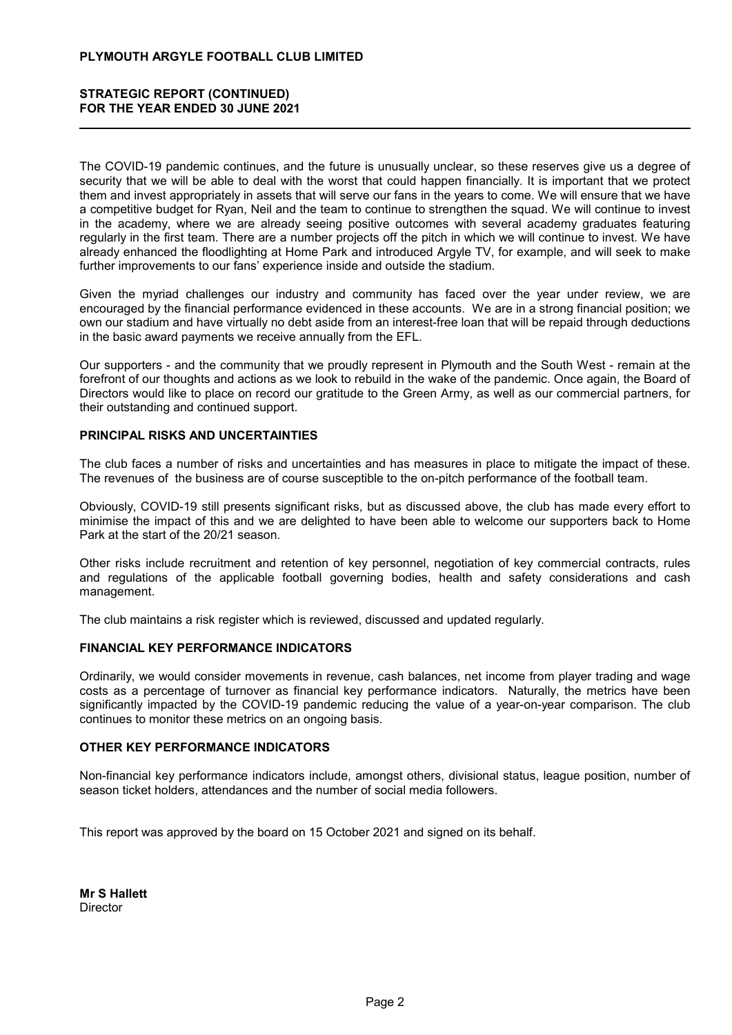The COVID-19 pandemic continues, and the future is unusually unclear, so these reserves give us a degree of security that we will be able to deal with the worst that could happen financially. It is important that we protect them and invest appropriately in assets that will serve our fans in the years to come. We will ensure that we have a competitive budget for Ryan, Neil and the team to continue to strengthen the squad. We will continue to invest in the academy, where we are already seeing positive outcomes with several academy graduates featuring regularly in the first team. There are a number projects off the pitch in which we will continue to invest. We have already enhanced the floodlighting at Home Park and introduced Argyle TV, for example, and will seek to make further improvements to our fans' experience inside and outside the stadium.

Given the myriad challenges our industry and community has faced over the year under review, we are encouraged by the financial performance evidenced in these accounts. We are in a strong financial position; we own our stadium and have virtually no debt aside from an interest-free loan that will be repaid through deductions in the basic award payments we receive annually from the EFL.

Our supporters - and the community that we proudly represent in Plymouth and the South West - remain at the forefront of our thoughts and actions as we look to rebuild in the wake of the pandemic. Once again, the Board of Directors would like to place on record our gratitude to the Green Army, as well as our commercial partners, for their outstanding and continued support.

## PRINCIPAL RISKS AND UNCERTAINTIES

The club faces a number of risks and uncertainties and has measures in place to mitigate the impact of these. The revenues of the business are of course susceptible to the on-pitch performance of the football team.

Obviously, COVID-19 still presents significant risks, but as discussed above, the club has made every effort to minimise the impact of this and we are delighted to have been able to welcome our supporters back to Home Park at the start of the 20/21 season.

Other risks include recruitment and retention of key personnel, negotiation of key commercial contracts, rules and regulations of the applicable football governing bodies, health and safety considerations and cash management.

The club maintains a risk register which is reviewed, discussed and updated regularly.

## FINANCIAL KEY PERFORMANCE INDICATORS

Ordinarily, we would consider movements in revenue, cash balances, net income from player trading and wage costs as a percentage of turnover as financial key performance indicators. Naturally, the metrics have been significantly impacted by the COVID-19 pandemic reducing the value of a year-on-year comparison. The club continues to monitor these metrics on an ongoing basis.

## OTHER KEY PERFORMANCE INDICATORS

Non-financial key performance indicators include, amongst others, divisional status, league position, number of season ticket holders, attendances and the number of social media followers.

This report was approved by the board on 15 October 2021 and signed on its behalf.

**Mr S Hallett**
Director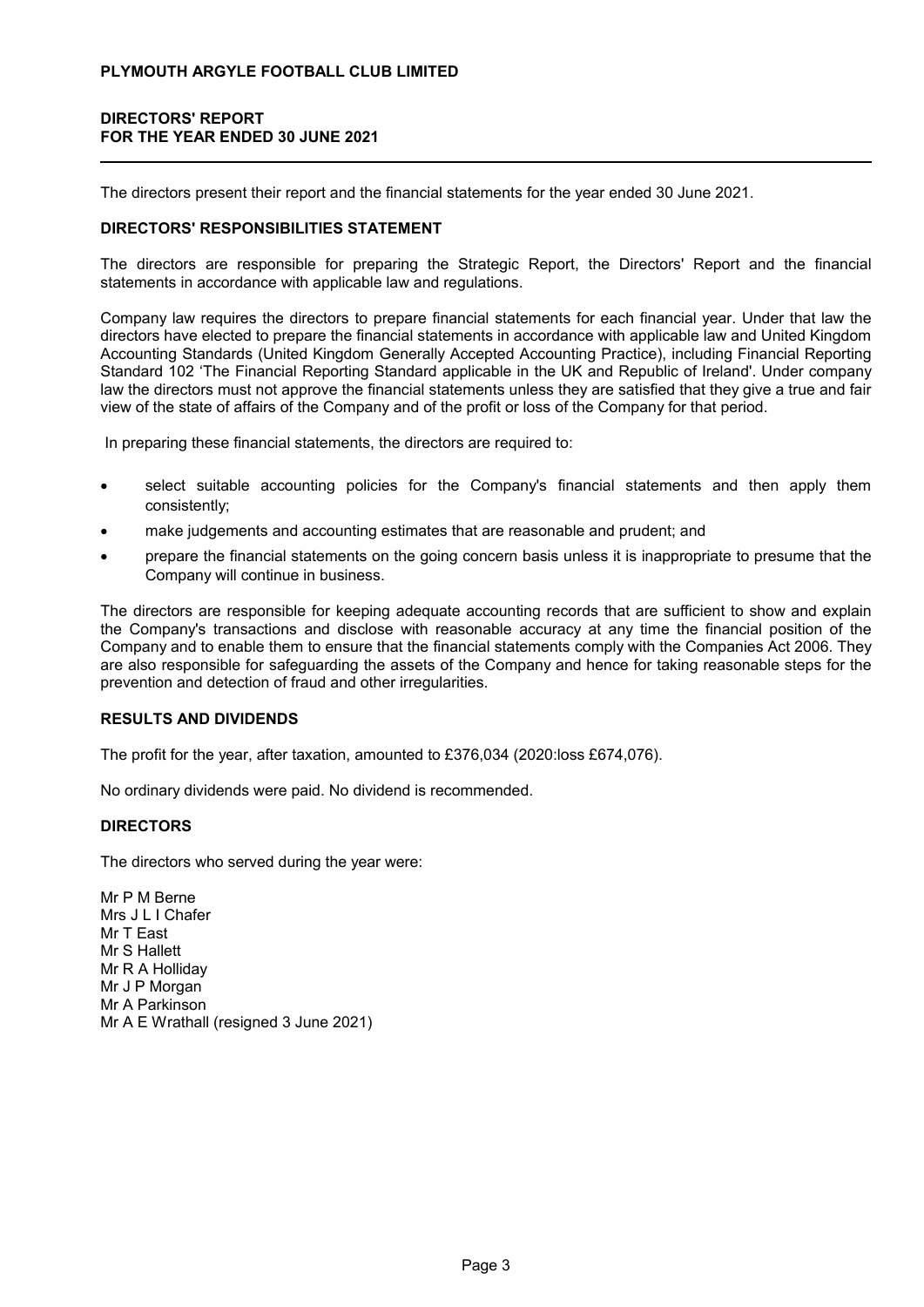# PLYMOUTH ARGYLE FOOTBALL CLUB LIMITED

## DIRECTORS' REPORT
## FOR THE YEAR ENDED 30 JUNE 2021

The directors present their report and the financial statements for the year ended 30 June 2021.

### DIRECTORS' RESPONSIBILITIES STATEMENT

The directors are responsible for preparing the Strategic Report, the Directors' Report and the financial statements in accordance with applicable law and regulations.

Company law requires the directors to prepare financial statements for each financial year. Under that law the directors have elected to prepare the financial statements in accordance with applicable law and United Kingdom Accounting Standards (United Kingdom Generally Accepted Accounting Practice), including Financial Reporting Standard 102 'The Financial Reporting Standard applicable in the UK and Republic of Ireland'. Under company law the directors must not approve the financial statements unless they are satisfied that they give a true and fair view of the state of affairs of the Company and of the profit or loss of the Company for that period.

In preparing these financial statements, the directors are required to:

- select suitable accounting policies for the Company's financial statements and then apply them consistently;
- make judgements and accounting estimates that are reasonable and prudent; and
- prepare the financial statements on the going concern basis unless it is inappropriate to presume that the Company will continue in business.

The directors are responsible for keeping adequate accounting records that are sufficient to show and explain the Company's transactions and disclose with reasonable accuracy at any time the financial position of the Company and to enable them to ensure that the financial statements comply with the Companies Act 2006. They are also responsible for safeguarding the assets of the Company and hence for taking reasonable steps for the prevention and detection of fraud and other irregularities.

### RESULTS AND DIVIDENDS

The profit for the year, after taxation, amounted to £376,034 (2020:loss £674,076).

No ordinary dividends were paid. No dividend is recommended.

### DIRECTORS

The directors who served during the year were:

Mr P M Berne
Mrs J L I Chafer
Mr T East
Mr S Hallett
Mr R A Holliday
Mr J P Morgan
Mr A Parkinson
Mr A E Wrathall (resigned 3 June 2021)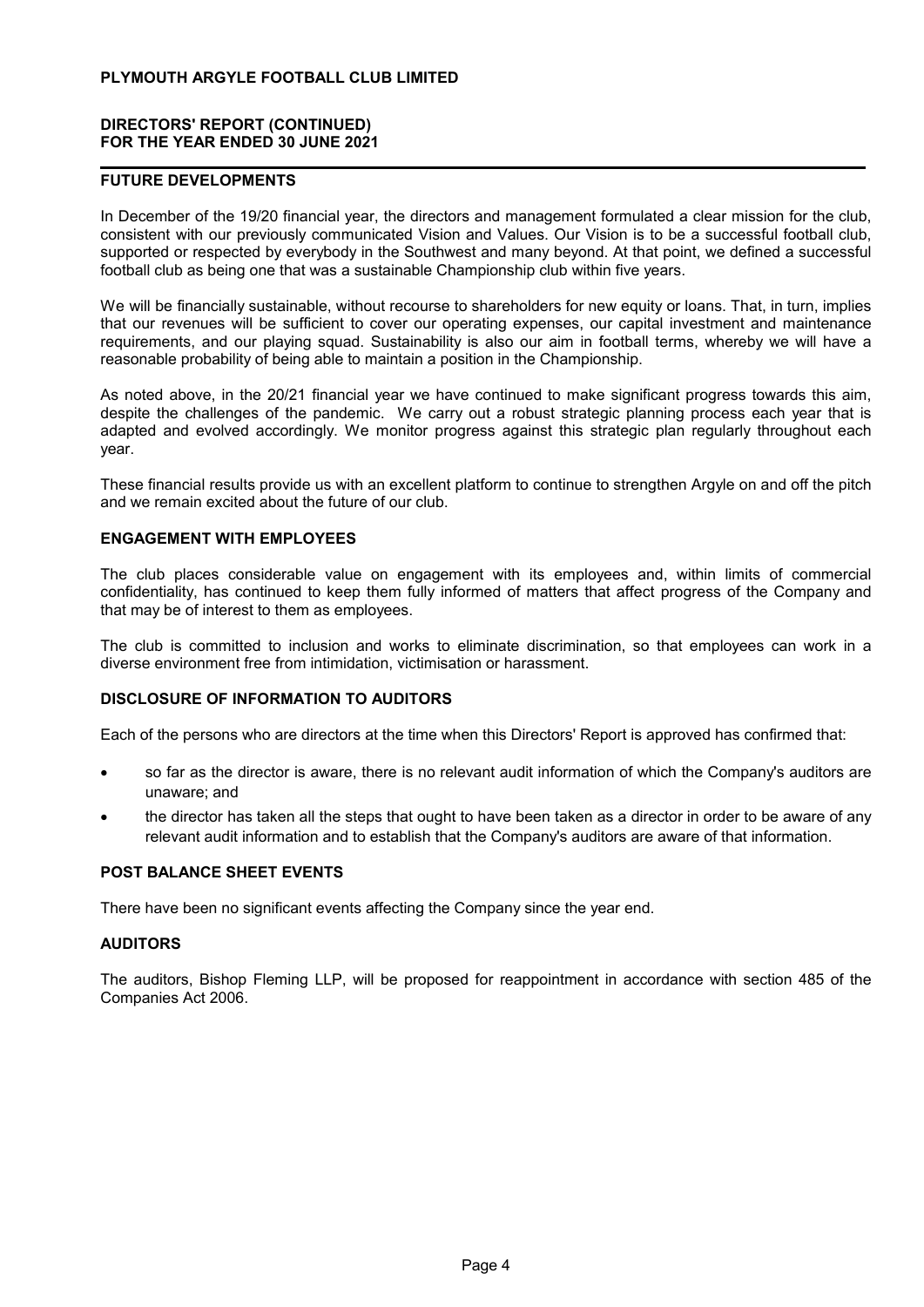## FUTURE DEVELOPMENTS

In December of the 19/20 financial year, the directors and management formulated a clear mission for the club, consistent with our previously communicated Vision and Values. Our Vision is to be a successful football club, supported or respected by everybody in the Southwest and many beyond. At that point, we defined a successful football club as being one that was a sustainable Championship club within five years.

We will be financially sustainable, without recourse to shareholders for new equity or loans. That, in turn, implies that our revenues will be sufficient to cover our operating expenses, our capital investment and maintenance requirements, and our playing squad. Sustainability is also our aim in football terms, whereby we will have a reasonable probability of being able to maintain a position in the Championship.

As noted above, in the 20/21 financial year we have continued to make significant progress towards this aim, despite the challenges of the pandemic. We carry out a robust strategic planning process each year that is adapted and evolved accordingly. We monitor progress against this strategic plan regularly throughout each year.

These financial results provide us with an excellent platform to continue to strengthen Argyle on and off the pitch and we remain excited about the future of our club.

## ENGAGEMENT WITH EMPLOYEES

The club places considerable value on engagement with its employees and, within limits of commercial confidentiality, has continued to keep them fully informed of matters that affect progress of the Company and that may be of interest to them as employees.

The club is committed to inclusion and works to eliminate discrimination, so that employees can work in a diverse environment free from intimidation, victimisation or harassment.

## DISCLOSURE OF INFORMATION TO AUDITORS

Each of the persons who are directors at the time when this Directors' Report is approved has confirmed that:

- so far as the director is aware, there is no relevant audit information of which the Company's auditors are unaware; and
- the director has taken all the steps that ought to have been taken as a director in order to be aware of any relevant audit information and to establish that the Company's auditors are aware of that information.

## POST BALANCE SHEET EVENTS

There have been no significant events affecting the Company since the year end.

## AUDITORS

The auditors, Bishop Fleming LLP, will be proposed for reappointment in accordance with section 485 of the Companies Act 2006.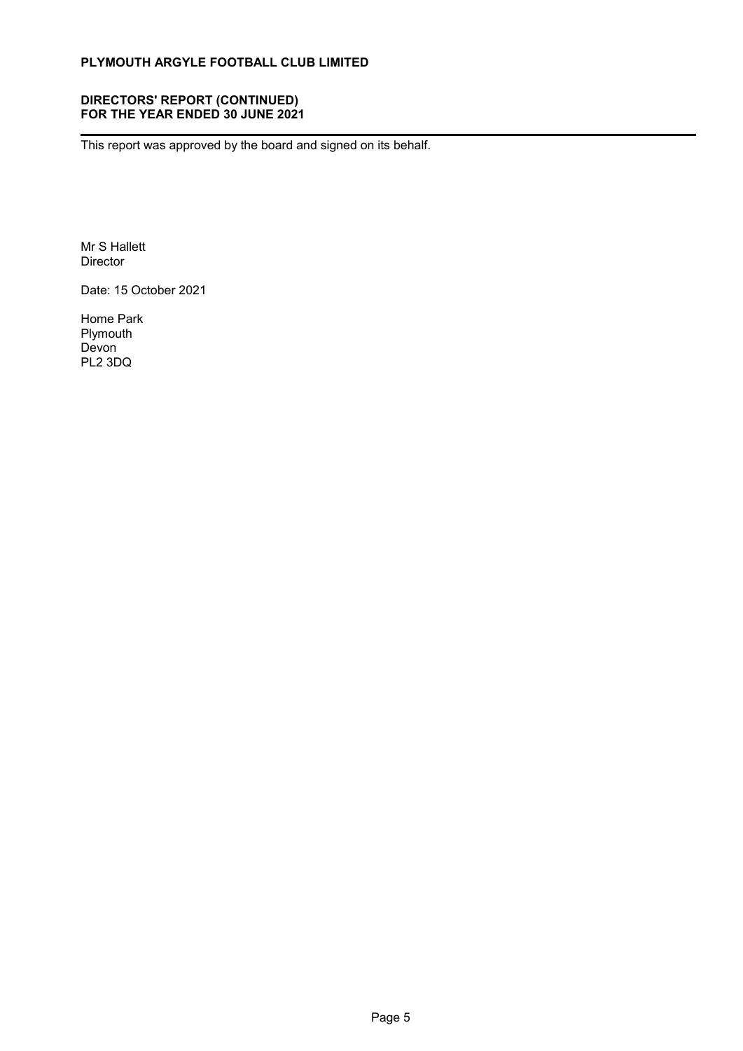This report was approved by the board and signed on its behalf.

Mr S Hallett
Director

Date: 15 October 2021

Home Park
Plymouth
Devon
PL2 3DQ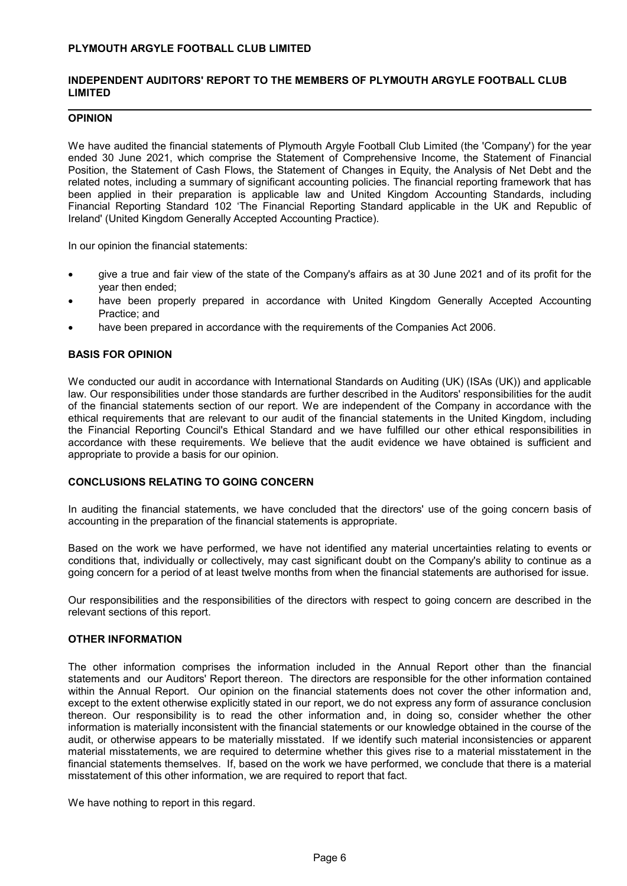## INDEPENDENT AUDITORS' REPORT TO THE MEMBERS OF PLYMOUTH ARGYLE FOOTBALL CLUB LIMITED

### OPINION

We have audited the financial statements of Plymouth Argyle Football Club Limited (the 'Company') for the year ended 30 June 2021, which comprise the Statement of Comprehensive Income, the Statement of Financial Position, the Statement of Cash Flows, the Statement of Changes in Equity, the Analysis of Net Debt and the related notes, including a summary of significant accounting policies. The financial reporting framework that has been applied in their preparation is applicable law and United Kingdom Accounting Standards, including Financial Reporting Standard 102 'The Financial Reporting Standard applicable in the UK and Republic of Ireland' (United Kingdom Generally Accepted Accounting Practice).

In our opinion the financial statements:

- give a true and fair view of the state of the Company's affairs as at 30 June 2021 and of its profit for the year then ended;
- have been properly prepared in accordance with United Kingdom Generally Accepted Accounting Practice; and
- have been prepared in accordance with the requirements of the Companies Act 2006.

### BASIS FOR OPINION

We conducted our audit in accordance with International Standards on Auditing (UK) (ISAs (UK)) and applicable law. Our responsibilities under those standards are further described in the Auditors' responsibilities for the audit of the financial statements section of our report. We are independent of the Company in accordance with the ethical requirements that are relevant to our audit of the financial statements in the United Kingdom, including the Financial Reporting Council's Ethical Standard and we have fulfilled our other ethical responsibilities in accordance with these requirements. We believe that the audit evidence we have obtained is sufficient and appropriate to provide a basis for our opinion.

### CONCLUSIONS RELATING TO GOING CONCERN

In auditing the financial statements, we have concluded that the directors' use of the going concern basis of accounting in the preparation of the financial statements is appropriate.

Based on the work we have performed, we have not identified any material uncertainties relating to events or conditions that, individually or collectively, may cast significant doubt on the Company's ability to continue as a going concern for a period of at least twelve months from when the financial statements are authorised for issue.

Our responsibilities and the responsibilities of the directors with respect to going concern are described in the relevant sections of this report.

### OTHER INFORMATION

The other information comprises the information included in the Annual Report other than the financial statements and our Auditors' Report thereon. The directors are responsible for the other information contained within the Annual Report. Our opinion on the financial statements does not cover the other information and, except to the extent otherwise explicitly stated in our report, we do not express any form of assurance conclusion thereon. Our responsibility is to read the other information and, in doing so, consider whether the other information is materially inconsistent with the financial statements or our knowledge obtained in the course of the audit, or otherwise appears to be materially misstated. If we identify such material inconsistencies or apparent material misstatements, we are required to determine whether this gives rise to a material misstatement in the financial statements themselves. If, based on the work we have performed, we conclude that there is a material misstatement of this other information, we are required to report that fact.

We have nothing to report in this regard.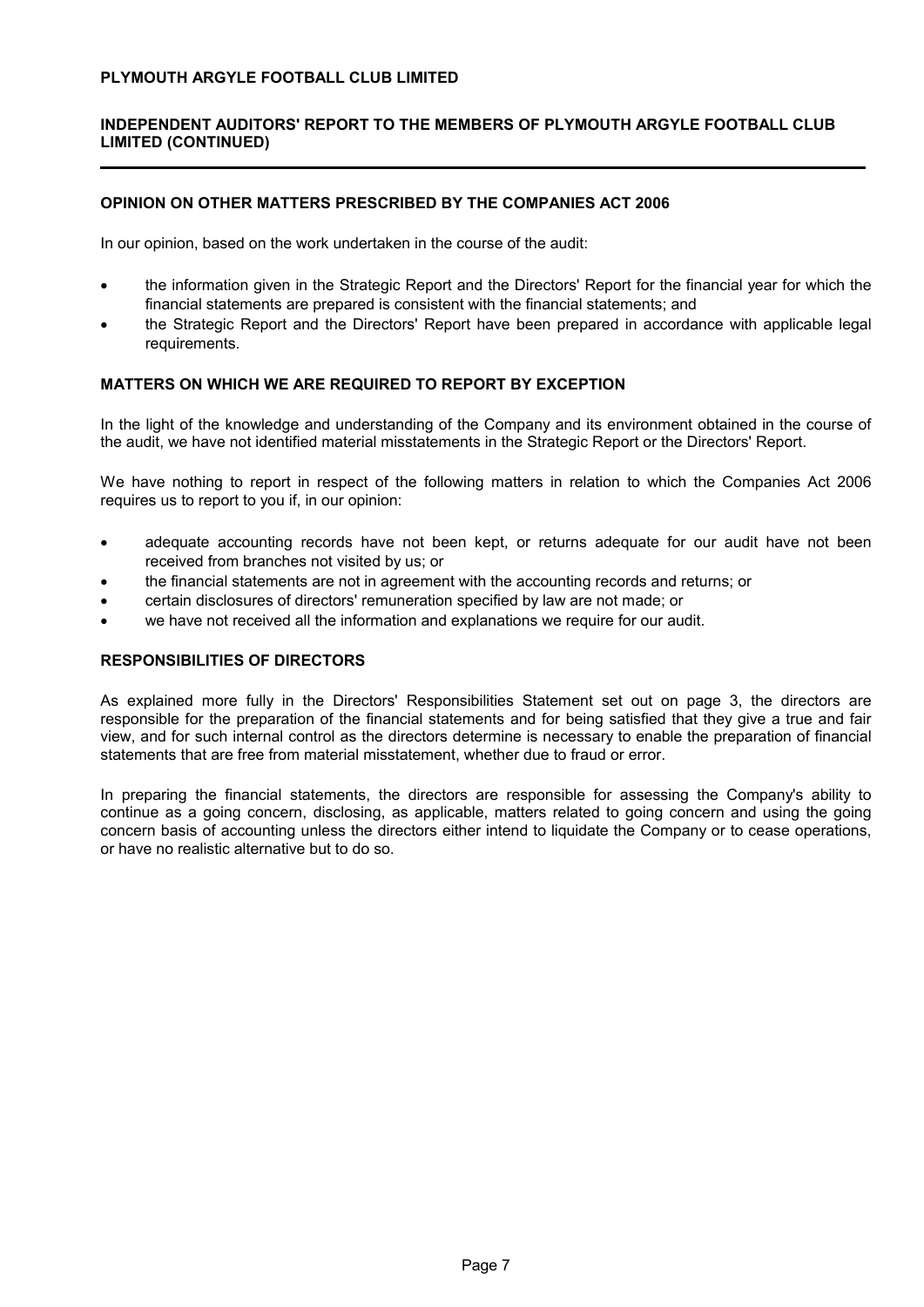## OPINION ON OTHER MATTERS PRESCRIBED BY THE COMPANIES ACT 2006

In our opinion, based on the work undertaken in the course of the audit:

- the information given in the Strategic Report and the Directors' Report for the financial year for which the financial statements are prepared is consistent with the financial statements; and
- the Strategic Report and the Directors' Report have been prepared in accordance with applicable legal requirements.

## MATTERS ON WHICH WE ARE REQUIRED TO REPORT BY EXCEPTION

In the light of the knowledge and understanding of the Company and its environment obtained in the course of the audit, we have not identified material misstatements in the Strategic Report or the Directors' Report.

We have nothing to report in respect of the following matters in relation to which the Companies Act 2006 requires us to report to you if, in our opinion:

- adequate accounting records have not been kept, or returns adequate for our audit have not been received from branches not visited by us; or
- the financial statements are not in agreement with the accounting records and returns; or
- certain disclosures of directors' remuneration specified by law are not made; or
- we have not received all the information and explanations we require for our audit.

## RESPONSIBILITIES OF DIRECTORS

As explained more fully in the Directors' Responsibilities Statement set out on page 3, the directors are responsible for the preparation of the financial statements and for being satisfied that they give a true and fair view, and for such internal control as the directors determine is necessary to enable the preparation of financial statements that are free from material misstatement, whether due to fraud or error.

In preparing the financial statements, the directors are responsible for assessing the Company's ability to continue as a going concern, disclosing, as applicable, matters related to going concern and using the going concern basis of accounting unless the directors either intend to liquidate the Company or to cease operations, or have no realistic alternative but to do so.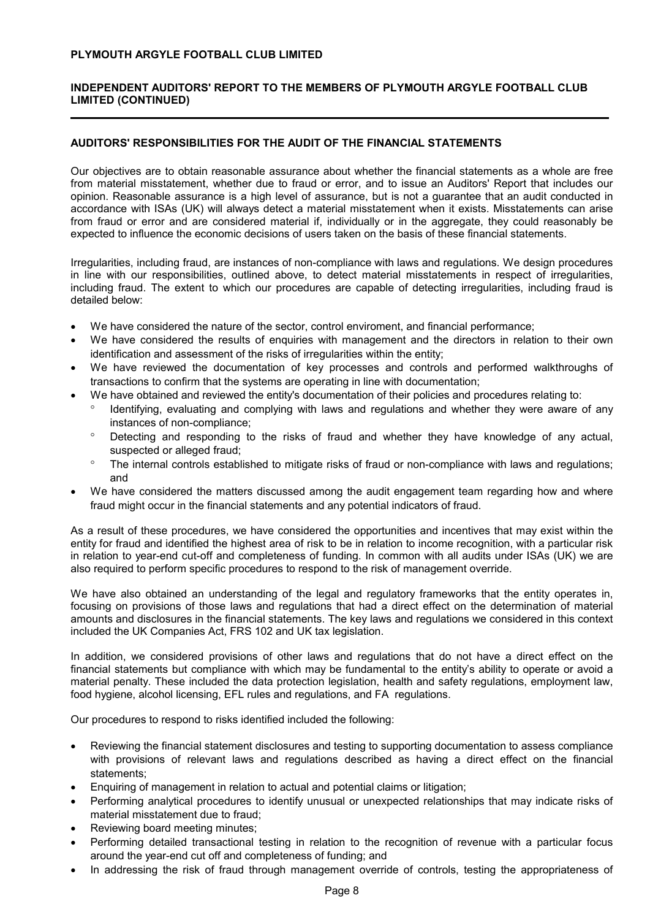## AUDITORS' RESPONSIBILITIES FOR THE AUDIT OF THE FINANCIAL STATEMENTS

Our objectives are to obtain reasonable assurance about whether the financial statements as a whole are free from material misstatement, whether due to fraud or error, and to issue an Auditors' Report that includes our opinion. Reasonable assurance is a high level of assurance, but is not a guarantee that an audit conducted in accordance with ISAs (UK) will always detect a material misstatement when it exists. Misstatements can arise from fraud or error and are considered material if, individually or in the aggregate, they could reasonably be expected to influence the economic decisions of users taken on the basis of these financial statements.

Irregularities, including fraud, are instances of non-compliance with laws and regulations. We design procedures in line with our responsibilities, outlined above, to detect material misstatements in respect of irregularities, including fraud. The extent to which our procedures are capable of detecting irregularities, including fraud is detailed below:

- We have considered the nature of the sector, control enviroment, and financial performance;
- We have considered the results of enquiries with management and the directors in relation to their own identification and assessment of the risks of irregularities within the entity;
- We have reviewed the documentation of key processes and controls and performed walkthroughs of transactions to confirm that the systems are operating in line with documentation;
- We have obtained and reviewed the entity's documentation of their policies and procedures relating to:
  - Identifying, evaluating and complying with laws and regulations and whether they were aware of any instances of non-compliance;
  - Detecting and responding to the risks of fraud and whether they have knowledge of any actual, suspected or alleged fraud;
  - The internal controls established to mitigate risks of fraud or non-compliance with laws and regulations; and
- We have considered the matters discussed among the audit engagement team regarding how and where fraud might occur in the financial statements and any potential indicators of fraud.

As a result of these procedures, we have considered the opportunities and incentives that may exist within the entity for fraud and identified the highest area of risk to be in relation to income recognition, with a particular risk in relation to year-end cut-off and completeness of funding. In common with all audits under ISAs (UK) we are also required to perform specific procedures to respond to the risk of management override.

We have also obtained an understanding of the legal and regulatory frameworks that the entity operates in, focusing on provisions of those laws and regulations that had a direct effect on the determination of material amounts and disclosures in the financial statements. The key laws and regulations we considered in this context included the UK Companies Act, FRS 102 and UK tax legislation.

In addition, we considered provisions of other laws and regulations that do not have a direct effect on the financial statements but compliance with which may be fundamental to the entity's ability to operate or avoid a material penalty. These included the data protection legislation, health and safety regulations, employment law, food hygiene, alcohol licensing, EFL rules and regulations, and FA regulations.

Our procedures to respond to risks identified included the following:

- Reviewing the financial statement disclosures and testing to supporting documentation to assess compliance with provisions of relevant laws and regulations described as having a direct effect on the financial statements;
- Enquiring of management in relation to actual and potential claims or litigation;
- Performing analytical procedures to identify unusual or unexpected relationships that may indicate risks of material misstatement due to fraud;
- Reviewing board meeting minutes;
- Performing detailed transactional testing in relation to the recognition of revenue with a particular focus around the year-end cut off and completeness of funding; and
- In addressing the risk of fraud through management override of controls, testing the appropriateness of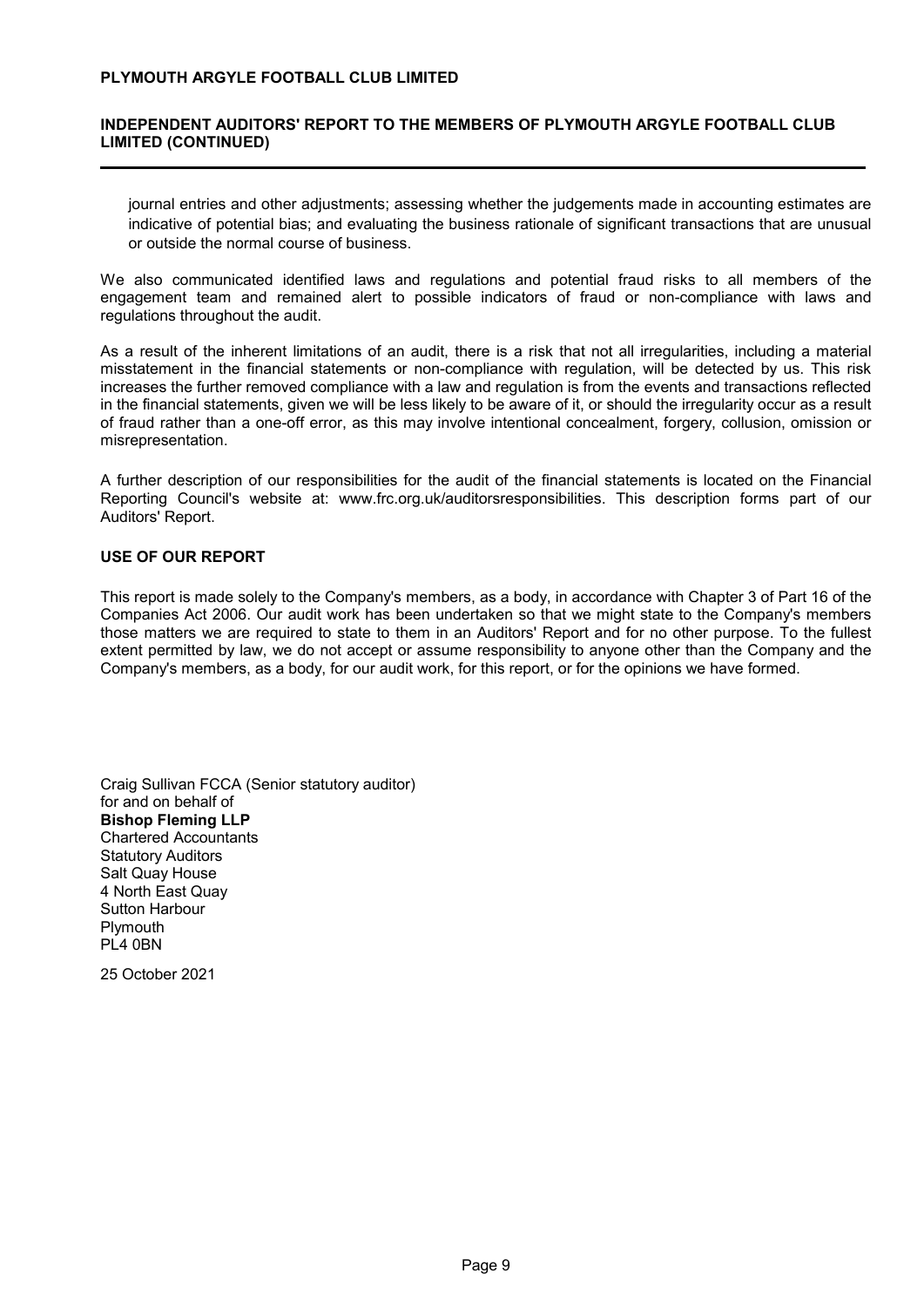journal entries and other adjustments; assessing whether the judgements made in accounting estimates are indicative of potential bias; and evaluating the business rationale of significant transactions that are unusual or outside the normal course of business.

We also communicated identified laws and regulations and potential fraud risks to all members of the engagement team and remained alert to possible indicators of fraud or non-compliance with laws and regulations throughout the audit.

As a result of the inherent limitations of an audit, there is a risk that not all irregularities, including a material misstatement in the financial statements or non-compliance with regulation, will be detected by us. This risk increases the further removed compliance with a law and regulation is from the events and transactions reflected in the financial statements, given we will be less likely to be aware of it, or should the irregularity occur as a result of fraud rather than a one-off error, as this may involve intentional concealment, forgery, collusion, omission or misrepresentation.

A further description of our responsibilities for the audit of the financial statements is located on the Financial Reporting Council's website at: www.frc.org.uk/auditorsresponsibilities. This description forms part of our Auditors' Report.

## USE OF OUR REPORT

This report is made solely to the Company's members, as a body, in accordance with Chapter 3 of Part 16 of the Companies Act 2006. Our audit work has been undertaken so that we might state to the Company's members those matters we are required to state to them in an Auditors' Report and for no other purpose. To the fullest extent permitted by law, we do not accept or assume responsibility to anyone other than the Company and the Company's members, as a body, for our audit work, for this report, or for the opinions we have formed.

Craig Sullivan FCCA (Senior statutory auditor)
for and on behalf of
**Bishop Fleming LLP**
Chartered Accountants
Statutory Auditors
Salt Quay House
4 North East Quay
Sutton Harbour
Plymouth
PL4 0BN

25 October 2021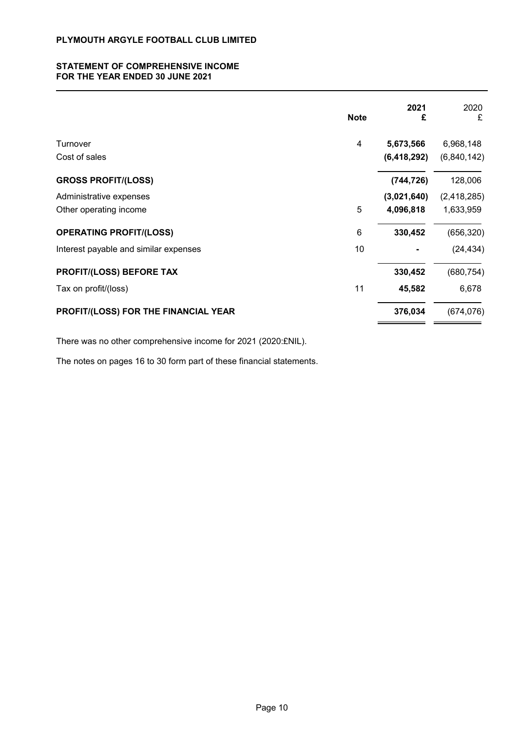**PLYMOUTH ARGYLE FOOTBALL CLUB LIMITED**

**STATEMENT OF COMPREHENSIVE INCOME**
**FOR THE YEAR ENDED 30 JUNE 2021**

| | Note | 2021 £ | 2020 £ |
|---|---|---|---|
| Turnover | 4 | **5,673,566** | 6,968,148 |
| Cost of sales | | **(6,418,292)** | (6,840,142) |
| **GROSS PROFIT/(LOSS)** | | **(744,726)** | 128,006 |
| Administrative expenses | | **(3,021,640)** | (2,418,285) |
| Other operating income | 5 | **4,096,818** | 1,633,959 |
| **OPERATING PROFIT/(LOSS)** | 6 | **330,452** | (656,320) |
| Interest payable and similar expenses | 10 | **-** | (24,434) |
| **PROFIT/(LOSS) BEFORE TAX** | | **330,452** | (680,754) |
| Tax on profit/(loss) | 11 | **45,582** | 6,678 |
| **PROFIT/(LOSS) FOR THE FINANCIAL YEAR** | | **376,034** | (674,076) |

There was no other comprehensive income for 2021 (2020:£NIL).

The notes on pages 16 to 30 form part of these financial statements.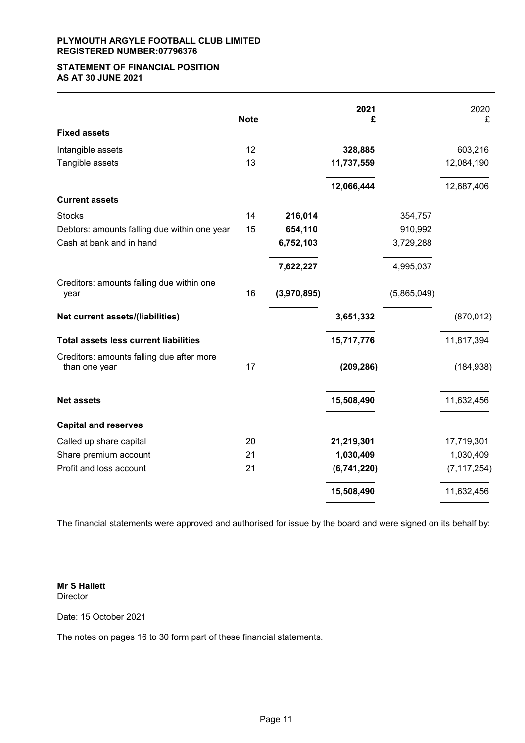**PLYMOUTH ARGYLE FOOTBALL CLUB LIMITED**
**REGISTERED NUMBER:07796376**

## STATEMENT OF FINANCIAL POSITION
## AS AT 30 JUNE 2021

| | Note | | 2021 £ | | 2020 £ |
|---|---|---|---|---|---|
| **Fixed assets** | | | | | |
| Intangible assets | 12 | | **328,885** | | 603,216 |
| Tangible assets | 13 | | **11,737,559** | | 12,084,190 |
| | | | **12,066,444** | | 12,687,406 |
| **Current assets** | | | | | |
| Stocks | 14 | **216,014** | | 354,757 | |
| Debtors: amounts falling due within one year | 15 | **654,110** | | 910,992 | |
| Cash at bank and in hand | | **6,752,103** | | 3,729,288 | |
| | | **7,622,227** | | 4,995,037 | |
| Creditors: amounts falling due within one year | 16 | **(3,970,895)** | | (5,865,049) | |
| **Net current assets/(liabilities)** | | | **3,651,332** | | (870,012) |
| **Total assets less current liabilities** | | | **15,717,776** | | 11,817,394 |
| Creditors: amounts falling due after more than one year | 17 | | **(209,286)** | | (184,938) |
| **Net assets** | | | **15,508,490** | | 11,632,456 |
| **Capital and reserves** | | | | | |
| Called up share capital | 20 | | **21,219,301** | | 17,719,301 |
| Share premium account | 21 | | **1,030,409** | | 1,030,409 |
| Profit and loss account | 21 | | **(6,741,220)** | | (7,117,254) |
| | | | **15,508,490** | | 11,632,456 |

The financial statements were approved and authorised for issue by the board and were signed on its behalf by:

**Mr S Hallett**
Director

Date: 15 October 2021

The notes on pages 16 to 30 form part of these financial statements.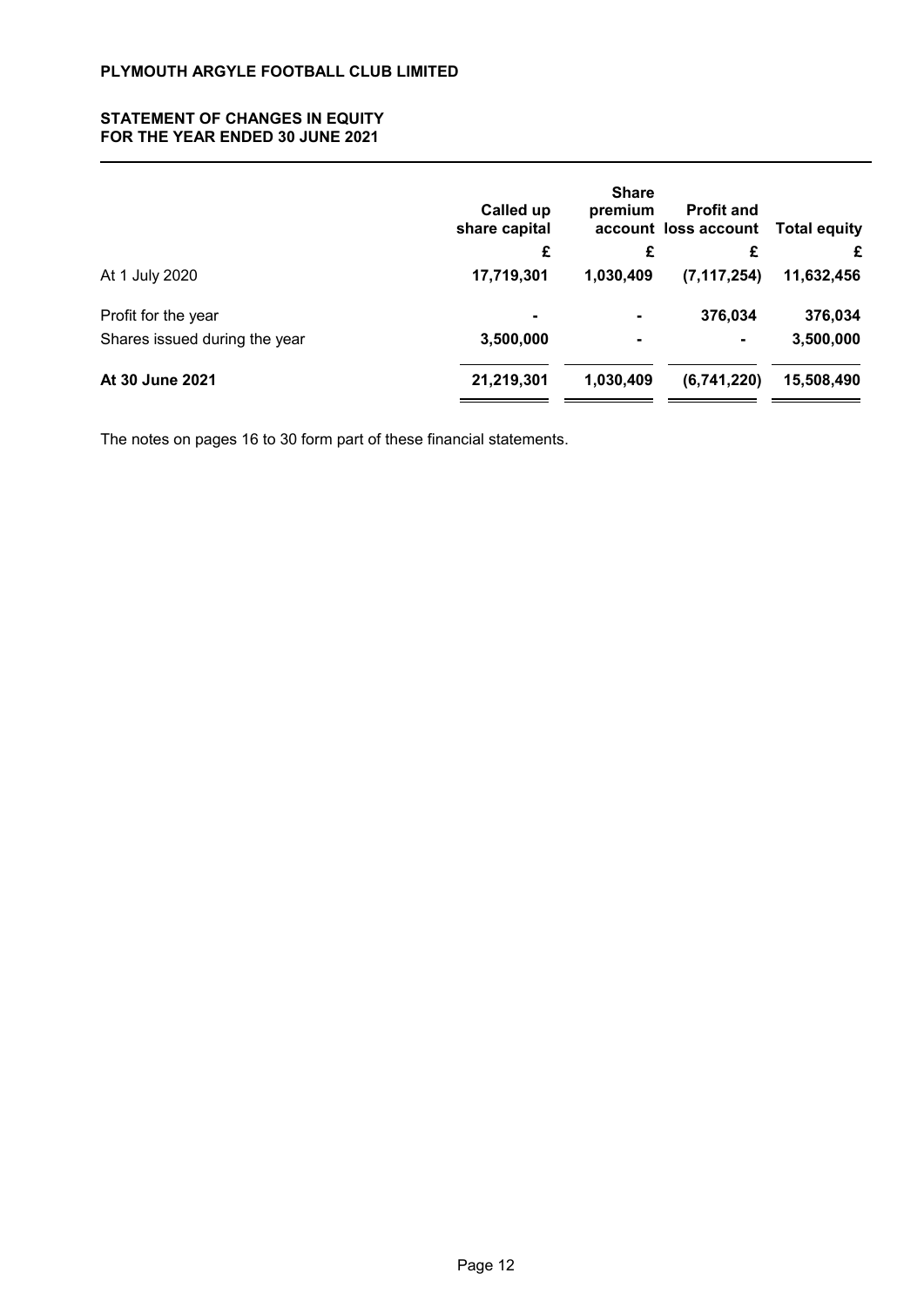**PLYMOUTH ARGYLE FOOTBALL CLUB LIMITED**

**STATEMENT OF CHANGES IN EQUITY**
**FOR THE YEAR ENDED 30 JUNE 2021**

| | Called up share capital | Share premium account | Profit and loss account | Total equity |
|---|---|---|---|---|
| | £ | £ | £ | £ |
| At 1 July 2020 | **17,719,301** | **1,030,409** | **(7,117,254)** | **11,632,456** |
| Profit for the year | **-** | **-** | **376,034** | **376,034** |
| Shares issued during the year | **3,500,000** | **-** | **-** | **3,500,000** |
| **At 30 June 2021** | **21,219,301** | **1,030,409** | **(6,741,220)** | **15,508,490** |

The notes on pages 16 to 30 form part of these financial statements.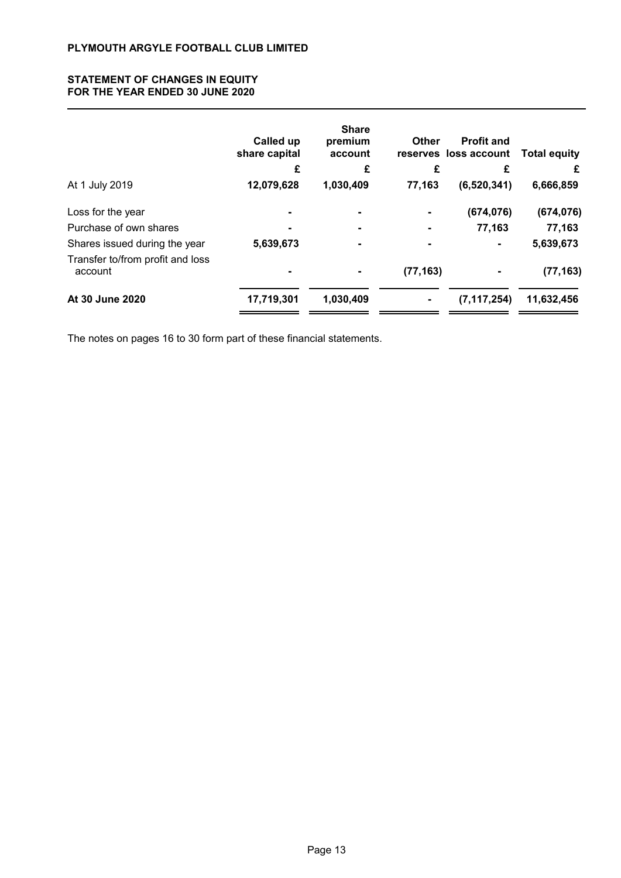**PLYMOUTH ARGYLE FOOTBALL CLUB LIMITED**

**STATEMENT OF CHANGES IN EQUITY**
**FOR THE YEAR ENDED 30 JUNE 2020**

| | Called up share capital | Share premium account | Other reserves | Profit and loss account | Total equity |
|---|---|---|---|---|---|
| | £ | £ | £ | £ | £ |
| At 1 July 2019 | **12,079,628** | **1,030,409** | **77,163** | **(6,520,341)** | **6,666,859** |
| Loss for the year | - | - | - | (674,076) | (674,076) |
| Purchase of own shares | - | - | - | 77,163 | 77,163 |
| Shares issued during the year | 5,639,673 | - | - | - | 5,639,673 |
| Transfer to/from profit and loss account | - | - | (77,163) | - | (77,163) |
| **At 30 June 2020** | **17,719,301** | **1,030,409** | **-** | **(7,117,254)** | **11,632,456** |

The notes on pages 16 to 30 form part of these financial statements.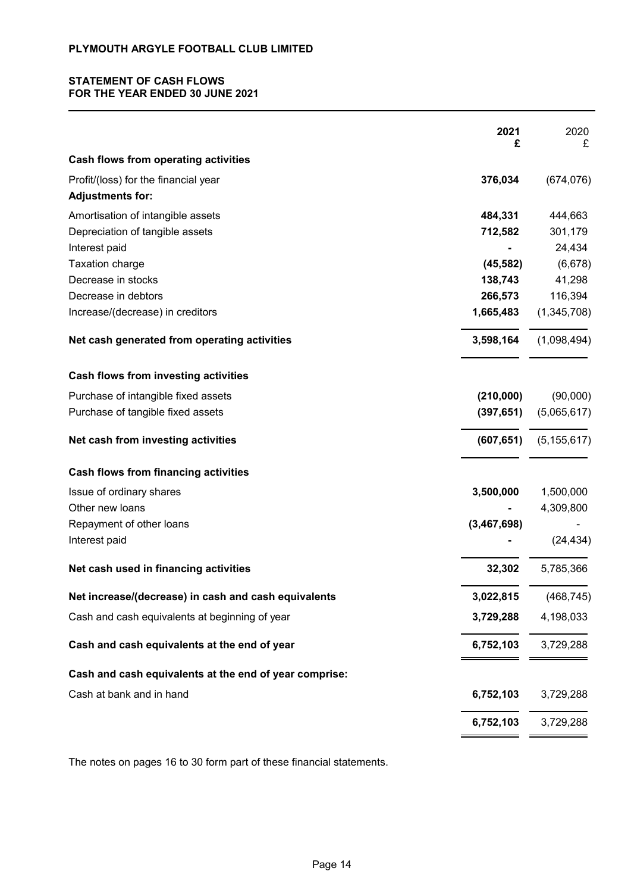**PLYMOUTH ARGYLE FOOTBALL CLUB LIMITED**

**STATEMENT OF CASH FLOWS**
**FOR THE YEAR ENDED 30 JUNE 2021**

| | **2021** **£** | 2020 £ |
|---|---|---|
| **Cash flows from operating activities** | | |
| Profit/(loss) for the financial year | **376,034** | (674,076) |
| **Adjustments for:** | | |
| Amortisation of intangible assets | **484,331** | 444,663 |
| Depreciation of tangible assets | **712,582** | 301,179 |
| Interest paid | **-** | 24,434 |
| Taxation charge | **(45,582)** | (6,678) |
| Decrease in stocks | **138,743** | 41,298 |
| Decrease in debtors | **266,573** | 116,394 |
| Increase/(decrease) in creditors | **1,665,483** | (1,345,708) |
| **Net cash generated from operating activities** | **3,598,164** | (1,098,494) |
| **Cash flows from investing activities** | | |
| Purchase of intangible fixed assets | **(210,000)** | (90,000) |
| Purchase of tangible fixed assets | **(397,651)** | (5,065,617) |
| **Net cash from investing activities** | **(607,651)** | (5,155,617) |
| **Cash flows from financing activities** | | |
| Issue of ordinary shares | **3,500,000** | 1,500,000 |
| Other new loans | **-** | 4,309,800 |
| Repayment of other loans | **(3,467,698)** | - |
| Interest paid | **-** | (24,434) |
| **Net cash used in financing activities** | **32,302** | 5,785,366 |
| **Net increase/(decrease) in cash and cash equivalents** | **3,022,815** | (468,745) |
| Cash and cash equivalents at beginning of year | **3,729,288** | 4,198,033 |
| **Cash and cash equivalents at the end of year** | **6,752,103** | 3,729,288 |
| **Cash and cash equivalents at the end of year comprise:** | | |
| Cash at bank and in hand | **6,752,103** | 3,729,288 |
| | **6,752,103** | 3,729,288 |

The notes on pages 16 to 30 form part of these financial statements.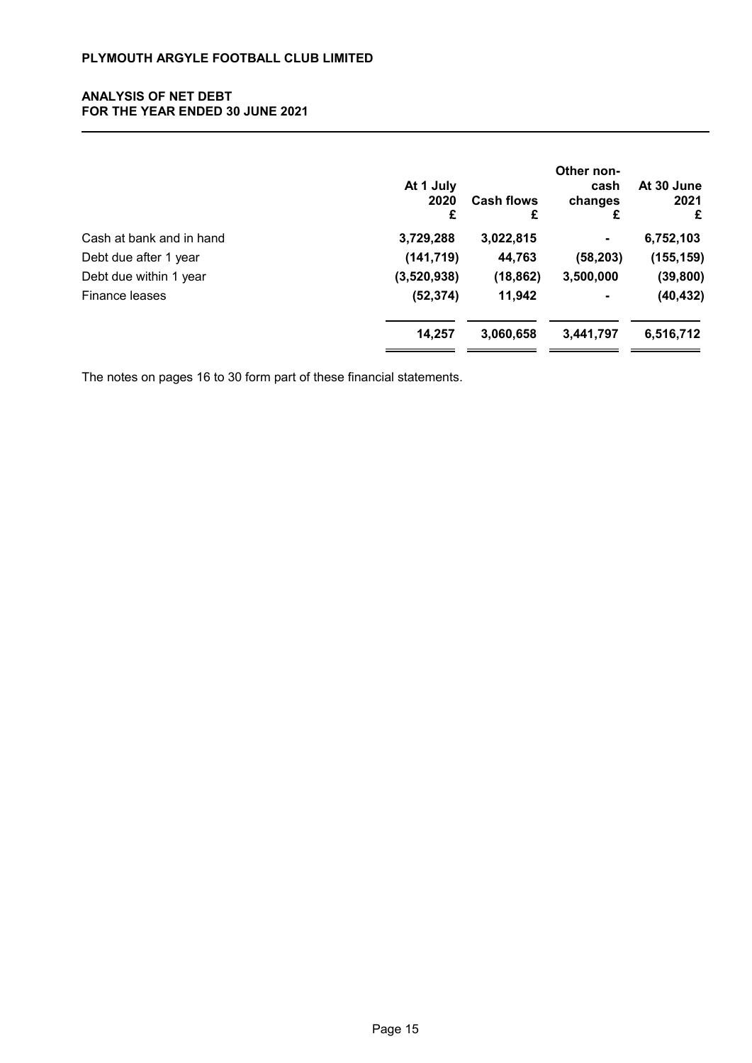# PLYMOUTH ARGYLE FOOTBALL CLUB LIMITED

## ANALYSIS OF NET DEBT
## FOR THE YEAR ENDED 30 JUNE 2021

| | At 1 July 2020 £ | Cash flows £ | Other non-cash changes £ | At 30 June 2021 £ |
|---|---|---|---|---|
| Cash at bank and in hand | **3,729,288** | **3,022,815** | **-** | **6,752,103** |
| Debt due after 1 year | **(141,719)** | **44,763** | **(58,203)** | **(155,159)** |
| Debt due within 1 year | **(3,520,938)** | **(18,862)** | **3,500,000** | **(39,800)** |
| Finance leases | **(52,374)** | **11,942** | **-** | **(40,432)** |
| | **14,257** | **3,060,658** | **3,441,797** | **6,516,712** |

The notes on pages 16 to 30 form part of these financial statements.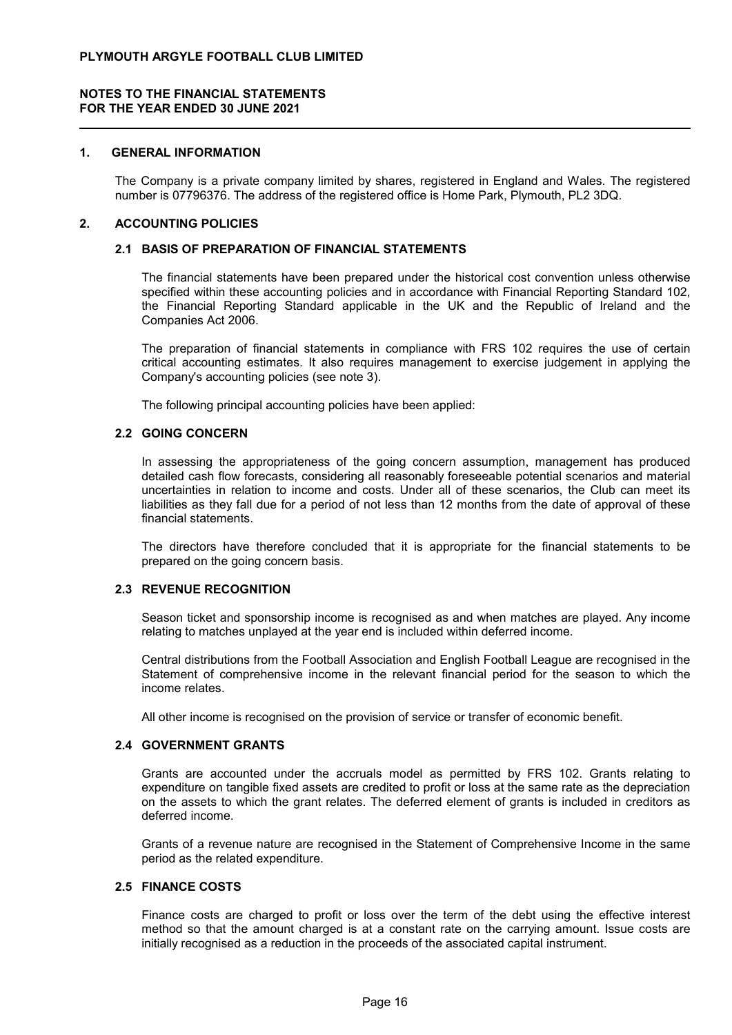# PLYMOUTH ARGYLE FOOTBALL CLUB LIMITED

## NOTES TO THE FINANCIAL STATEMENTS FOR THE YEAR ENDED 30 JUNE 2021

### 1. GENERAL INFORMATION

The Company is a private company limited by shares, registered in England and Wales. The registered number is 07796376. The address of the registered office is Home Park, Plymouth, PL2 3DQ.

### 2. ACCOUNTING POLICIES

#### 2.1 BASIS OF PREPARATION OF FINANCIAL STATEMENTS

The financial statements have been prepared under the historical cost convention unless otherwise specified within these accounting policies and in accordance with Financial Reporting Standard 102, the Financial Reporting Standard applicable in the UK and the Republic of Ireland and the Companies Act 2006.

The preparation of financial statements in compliance with FRS 102 requires the use of certain critical accounting estimates. It also requires management to exercise judgement in applying the Company's accounting policies (see note 3).

The following principal accounting policies have been applied:

#### 2.2 GOING CONCERN

In assessing the appropriateness of the going concern assumption, management has produced detailed cash flow forecasts, considering all reasonably foreseeable potential scenarios and material uncertainties in relation to income and costs. Under all of these scenarios, the Club can meet its liabilities as they fall due for a period of not less than 12 months from the date of approval of these financial statements.

The directors have therefore concluded that it is appropriate for the financial statements to be prepared on the going concern basis.

#### 2.3 REVENUE RECOGNITION

Season ticket and sponsorship income is recognised as and when matches are played. Any income relating to matches unplayed at the year end is included within deferred income.

Central distributions from the Football Association and English Football League are recognised in the Statement of comprehensive income in the relevant financial period for the season to which the income relates.

All other income is recognised on the provision of service or transfer of economic benefit.

#### 2.4 GOVERNMENT GRANTS

Grants are accounted under the accruals model as permitted by FRS 102. Grants relating to expenditure on tangible fixed assets are credited to profit or loss at the same rate as the depreciation on the assets to which the grant relates. The deferred element of grants is included in creditors as deferred income.

Grants of a revenue nature are recognised in the Statement of Comprehensive Income in the same period as the related expenditure.

#### 2.5 FINANCE COSTS

Finance costs are charged to profit or loss over the term of the debt using the effective interest method so that the amount charged is at a constant rate on the carrying amount. Issue costs are initially recognised as a reduction in the proceeds of the associated capital instrument.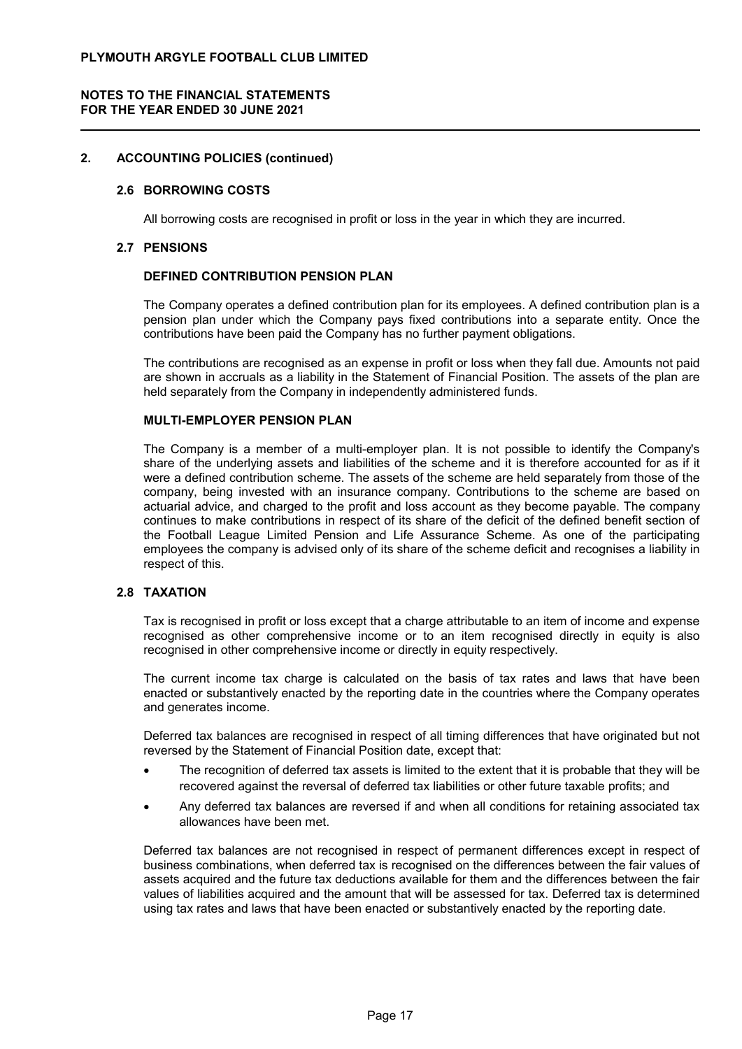# PLYMOUTH ARGYLE FOOTBALL CLUB LIMITED

## NOTES TO THE FINANCIAL STATEMENTS
## FOR THE YEAR ENDED 30 JUNE 2021

## 2. ACCOUNTING POLICIES (continued)

### 2.6 BORROWING COSTS

All borrowing costs are recognised in profit or loss in the year in which they are incurred.

### 2.7 PENSIONS

#### DEFINED CONTRIBUTION PENSION PLAN

The Company operates a defined contribution plan for its employees. A defined contribution plan is a pension plan under which the Company pays fixed contributions into a separate entity. Once the contributions have been paid the Company has no further payment obligations.

The contributions are recognised as an expense in profit or loss when they fall due. Amounts not paid are shown in accruals as a liability in the Statement of Financial Position. The assets of the plan are held separately from the Company in independently administered funds.

#### MULTI-EMPLOYER PENSION PLAN

The Company is a member of a multi-employer plan. It is not possible to identify the Company's share of the underlying assets and liabilities of the scheme and it is therefore accounted for as if it were a defined contribution scheme. The assets of the scheme are held separately from those of the company, being invested with an insurance company. Contributions to the scheme are based on actuarial advice, and charged to the profit and loss account as they become payable. The company continues to make contributions in respect of its share of the deficit of the defined benefit section of the Football League Limited Pension and Life Assurance Scheme. As one of the participating employees the company is advised only of its share of the scheme deficit and recognises a liability in respect of this.

### 2.8 TAXATION

Tax is recognised in profit or loss except that a charge attributable to an item of income and expense recognised as other comprehensive income or to an item recognised directly in equity is also recognised in other comprehensive income or directly in equity respectively.

The current income tax charge is calculated on the basis of tax rates and laws that have been enacted or substantively enacted by the reporting date in the countries where the Company operates and generates income.

Deferred tax balances are recognised in respect of all timing differences that have originated but not reversed by the Statement of Financial Position date, except that:

- The recognition of deferred tax assets is limited to the extent that it is probable that they will be recovered against the reversal of deferred tax liabilities or other future taxable profits; and
- Any deferred tax balances are reversed if and when all conditions for retaining associated tax allowances have been met.

Deferred tax balances are not recognised in respect of permanent differences except in respect of business combinations, when deferred tax is recognised on the differences between the fair values of assets acquired and the future tax deductions available for them and the differences between the fair values of liabilities acquired and the amount that will be assessed for tax. Deferred tax is determined using tax rates and laws that have been enacted or substantively enacted by the reporting date.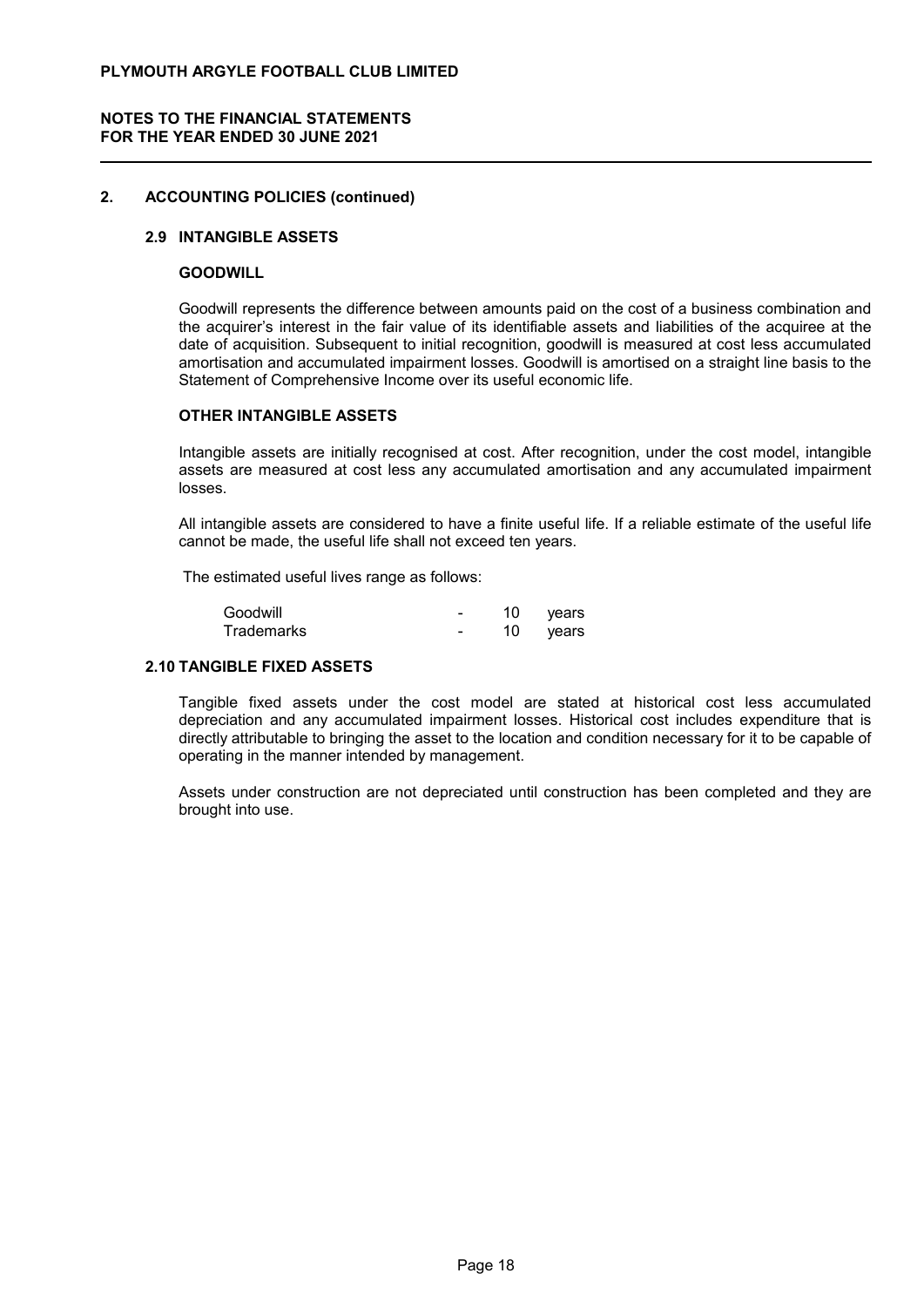## 2. ACCOUNTING POLICIES (continued)

### 2.9 INTANGIBLE ASSETS

#### GOODWILL

Goodwill represents the difference between amounts paid on the cost of a business combination and the acquirer's interest in the fair value of its identifiable assets and liabilities of the acquiree at the date of acquisition. Subsequent to initial recognition, goodwill is measured at cost less accumulated amortisation and accumulated impairment losses. Goodwill is amortised on a straight line basis to the Statement of Comprehensive Income over its useful economic life.

#### OTHER INTANGIBLE ASSETS

Intangible assets are initially recognised at cost. After recognition, under the cost model, intangible assets are measured at cost less any accumulated amortisation and any accumulated impairment losses.

All intangible assets are considered to have a finite useful life. If a reliable estimate of the useful life cannot be made, the useful life shall not exceed ten years.

The estimated useful lives range as follows:

| | | |
|---|---|---|
| Goodwill | - | 10 years |
| Trademarks | - | 10 years |

### 2.10 TANGIBLE FIXED ASSETS

Tangible fixed assets under the cost model are stated at historical cost less accumulated depreciation and any accumulated impairment losses. Historical cost includes expenditure that is directly attributable to bringing the asset to the location and condition necessary for it to be capable of operating in the manner intended by management.

Assets under construction are not depreciated until construction has been completed and they are brought into use.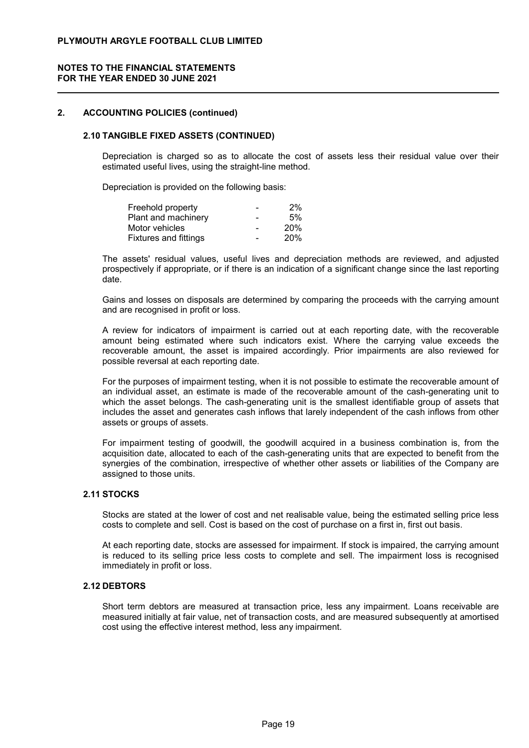## 2. ACCOUNTING POLICIES (continued)

### 2.10 TANGIBLE FIXED ASSETS (CONTINUED)

Depreciation is charged so as to allocate the cost of assets less their residual value over their estimated useful lives, using the straight-line method.

Depreciation is provided on the following basis:

| | | |
|---|---|---|
| Freehold property | - | 2% |
| Plant and machinery | - | 5% |
| Motor vehicles | - | 20% |
| Fixtures and fittings | - | 20% |

The assets' residual values, useful lives and depreciation methods are reviewed, and adjusted prospectively if appropriate, or if there is an indication of a significant change since the last reporting date.

Gains and losses on disposals are determined by comparing the proceeds with the carrying amount and are recognised in profit or loss.

A review for indicators of impairment is carried out at each reporting date, with the recoverable amount being estimated where such indicators exist. Where the carrying value exceeds the recoverable amount, the asset is impaired accordingly. Prior impairments are also reviewed for possible reversal at each reporting date.

For the purposes of impairment testing, when it is not possible to estimate the recoverable amount of an individual asset, an estimate is made of the recoverable amount of the cash-generating unit to which the asset belongs. The cash-generating unit is the smallest identifiable group of assets that includes the asset and generates cash inflows that larely independent of the cash inflows from other assets or groups of assets.

For impairment testing of goodwill, the goodwill acquired in a business combination is, from the acquisition date, allocated to each of the cash-generating units that are expected to benefit from the synergies of the combination, irrespective of whether other assets or liabilities of the Company are assigned to those units.

### 2.11 STOCKS

Stocks are stated at the lower of cost and net realisable value, being the estimated selling price less costs to complete and sell. Cost is based on the cost of purchase on a first in, first out basis.

At each reporting date, stocks are assessed for impairment. If stock is impaired, the carrying amount is reduced to its selling price less costs to complete and sell. The impairment loss is recognised immediately in profit or loss.

### 2.12 DEBTORS

Short term debtors are measured at transaction price, less any impairment. Loans receivable are measured initially at fair value, net of transaction costs, and are measured subsequently at amortised cost using the effective interest method, less any impairment.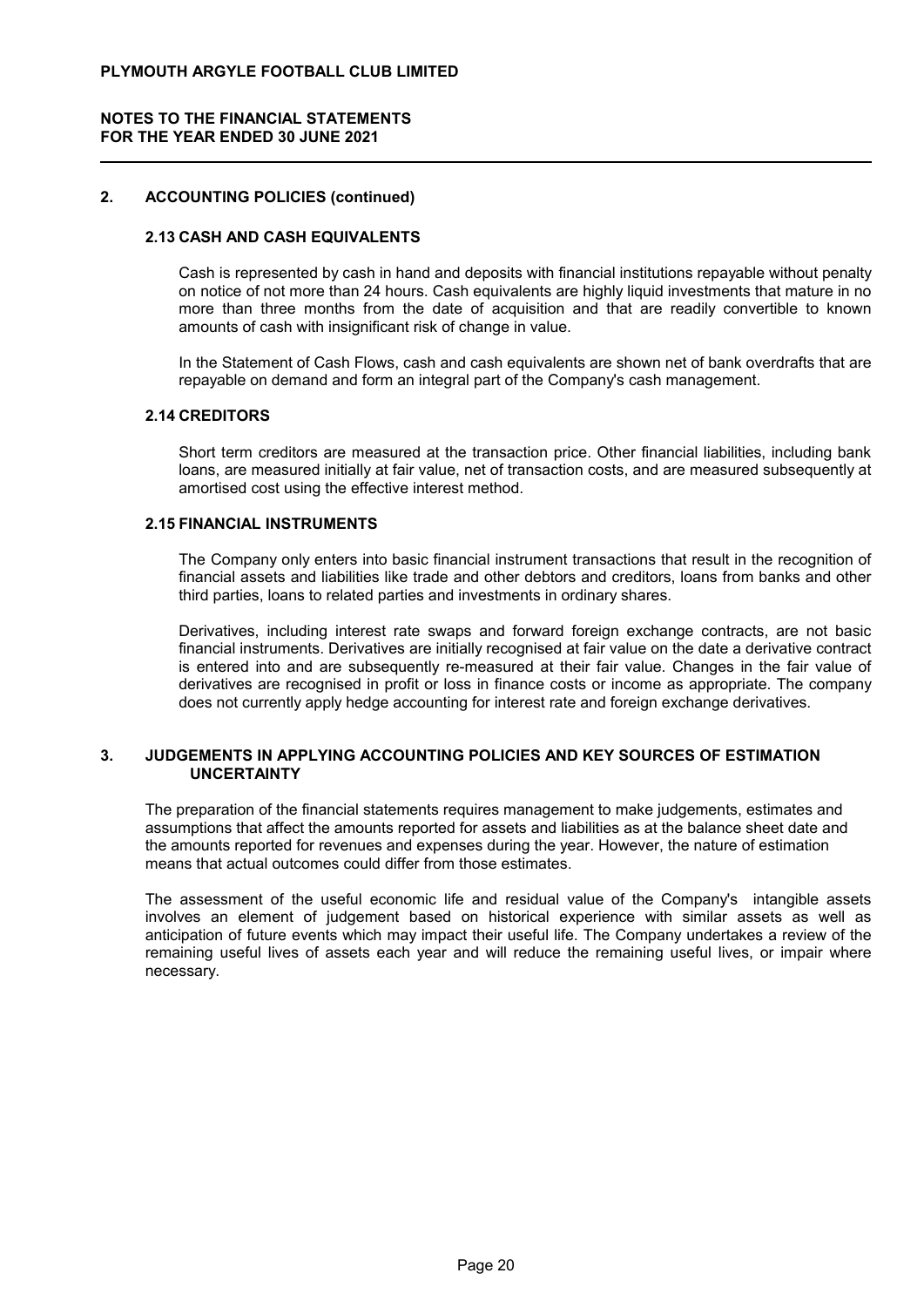## 2. ACCOUNTING POLICIES (continued)

### 2.13 CASH AND CASH EQUIVALENTS

Cash is represented by cash in hand and deposits with financial institutions repayable without penalty on notice of not more than 24 hours. Cash equivalents are highly liquid investments that mature in no more than three months from the date of acquisition and that are readily convertible to known amounts of cash with insignificant risk of change in value.

In the Statement of Cash Flows, cash and cash equivalents are shown net of bank overdrafts that are repayable on demand and form an integral part of the Company's cash management.

### 2.14 CREDITORS

Short term creditors are measured at the transaction price. Other financial liabilities, including bank loans, are measured initially at fair value, net of transaction costs, and are measured subsequently at amortised cost using the effective interest method.

### 2.15 FINANCIAL INSTRUMENTS

The Company only enters into basic financial instrument transactions that result in the recognition of financial assets and liabilities like trade and other debtors and creditors, loans from banks and other third parties, loans to related parties and investments in ordinary shares.

Derivatives, including interest rate swaps and forward foreign exchange contracts, are not basic financial instruments. Derivatives are initially recognised at fair value on the date a derivative contract is entered into and are subsequently re-measured at their fair value. Changes in the fair value of derivatives are recognised in profit or loss in finance costs or income as appropriate. The company does not currently apply hedge accounting for interest rate and foreign exchange derivatives.

## 3. JUDGEMENTS IN APPLYING ACCOUNTING POLICIES AND KEY SOURCES OF ESTIMATION UNCERTAINTY

The preparation of the financial statements requires management to make judgements, estimates and assumptions that affect the amounts reported for assets and liabilities as at the balance sheet date and the amounts reported for revenues and expenses during the year. However, the nature of estimation means that actual outcomes could differ from those estimates.

The assessment of the useful economic life and residual value of the Company's intangible assets involves an element of judgement based on historical experience with similar assets as well as anticipation of future events which may impact their useful life. The Company undertakes a review of the remaining useful lives of assets each year and will reduce the remaining useful lives, or impair where necessary.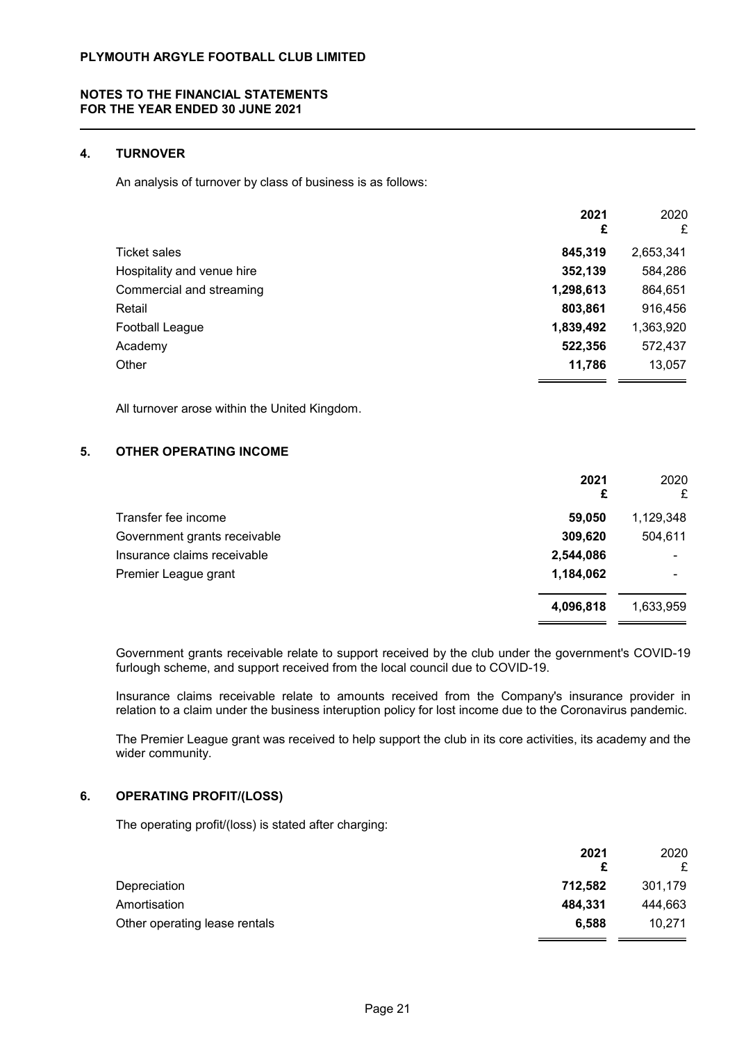**PLYMOUTH ARGYLE FOOTBALL CLUB LIMITED**

**NOTES TO THE FINANCIAL STATEMENTS**
**FOR THE YEAR ENDED 30 JUNE 2021**

## 4. TURNOVER

An analysis of turnover by class of business is as follows:

| | 2021 £ | 2020 £ |
|---|---|---|
| Ticket sales | **845,319** | 2,653,341 |
| Hospitality and venue hire | **352,139** | 584,286 |
| Commercial and streaming | **1,298,613** | 864,651 |
| Retail | **803,861** | 916,456 |
| Football League | **1,839,492** | 1,363,920 |
| Academy | **522,356** | 572,437 |
| Other | **11,786** | 13,057 |

All turnover arose within the United Kingdom.

## 5. OTHER OPERATING INCOME

| | 2021 £ | 2020 £ |
|---|---|---|
| Transfer fee income | **59,050** | 1,129,348 |
| Government grants receivable | **309,620** | 504,611 |
| Insurance claims receivable | **2,544,086** | - |
| Premier League grant | **1,184,062** | - |
| | **4,096,818** | 1,633,959 |

Government grants receivable relate to support received by the club under the government's COVID-19 furlough scheme, and support received from the local council due to COVID-19.

Insurance claims receivable relate to amounts received from the Company's insurance provider in relation to a claim under the business interuption policy for lost income due to the Coronavirus pandemic.

The Premier League grant was received to help support the club in its core activities, its academy and the wider community.

## 6. OPERATING PROFIT/(LOSS)

The operating profit/(loss) is stated after charging:

| | 2021 £ | 2020 £ |
|---|---|---|
| Depreciation | **712,582** | 301,179 |
| Amortisation | **484,331** | 444,663 |
| Other operating lease rentals | **6,588** | 10,271 |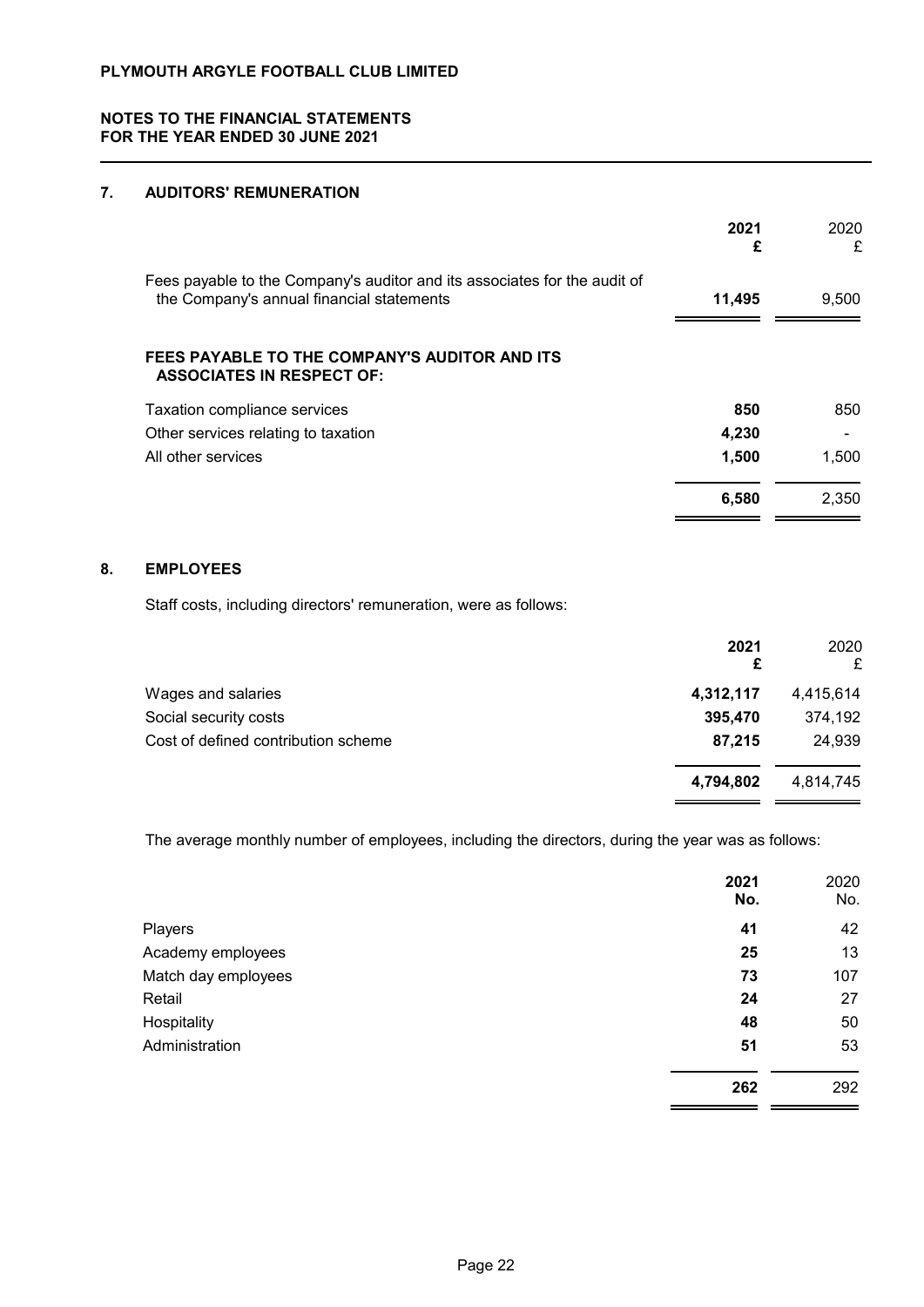## 7. AUDITORS' REMUNERATION

| | 2021 £ | 2020 £ |
|---|---|---|
| Fees payable to the Company's auditor and its associates for the audit of the Company's annual financial statements | **11,495** | 9,500 |

**FEES PAYABLE TO THE COMPANY'S AUDITOR AND ITS ASSOCIATES IN RESPECT OF:**

| | 2021 £ | 2020 £ |
|---|---|---|
| Taxation compliance services | **850** | 850 |
| Other services relating to taxation | **4,230** | - |
| All other services | **1,500** | 1,500 |
| | **6,580** | 2,350 |

## 8. EMPLOYEES

Staff costs, including directors' remuneration, were as follows:

| | 2021 £ | 2020 £ |
|---|---|---|
| Wages and salaries | **4,312,117** | 4,415,614 |
| Social security costs | **395,470** | 374,192 |
| Cost of defined contribution scheme | **87,215** | 24,939 |
| | **4,794,802** | 4,814,745 |

The average monthly number of employees, including the directors, during the year was as follows:

| | 2021 No. | 2020 No. |
|---|---|---|
| Players | **41** | 42 |
| Academy employees | **25** | 13 |
| Match day employees | **73** | 107 |
| Retail | **24** | 27 |
| Hospitality | **48** | 50 |
| Administration | **51** | 53 |
| | **262** | 292 |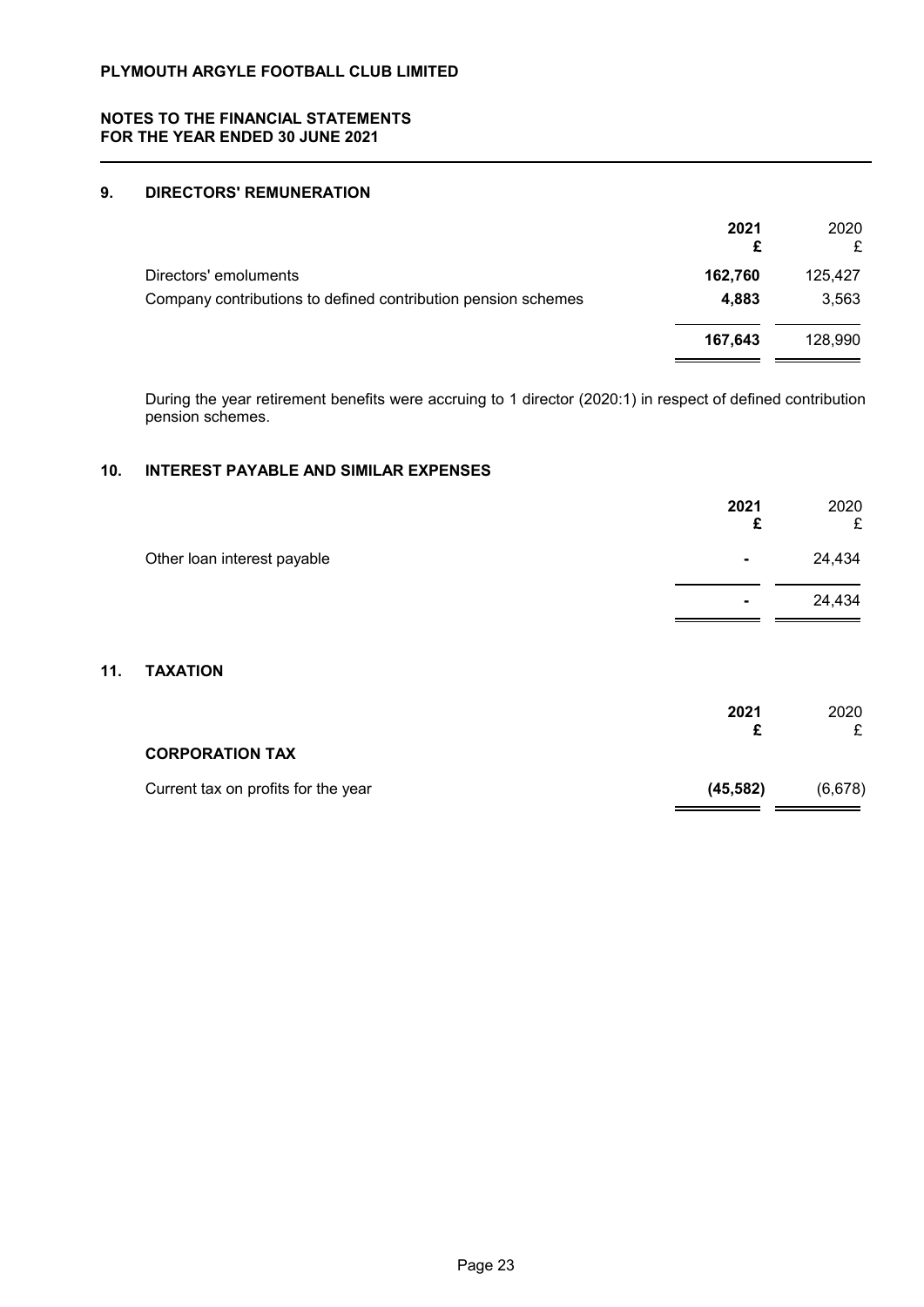## 9. DIRECTORS' REMUNERATION

| | 2021 £ | 2020 £ |
|---|---|---|
| Directors' emoluments | **162,760** | 125,427 |
| Company contributions to defined contribution pension schemes | **4,883** | 3,563 |
| | **167,643** | 128,990 |

During the year retirement benefits were accruing to 1 director (2020:1) in respect of defined contribution pension schemes.

## 10. INTEREST PAYABLE AND SIMILAR EXPENSES

| | 2021 £ | 2020 £ |
|---|---|---|
| Other loan interest payable | **-** | 24,434 |
| | **-** | 24,434 |

## 11. TAXATION

| | 2021 £ | 2020 £ |
|---|---|---|
| **CORPORATION TAX** | | |
| Current tax on profits for the year | **(45,582)** | (6,678) |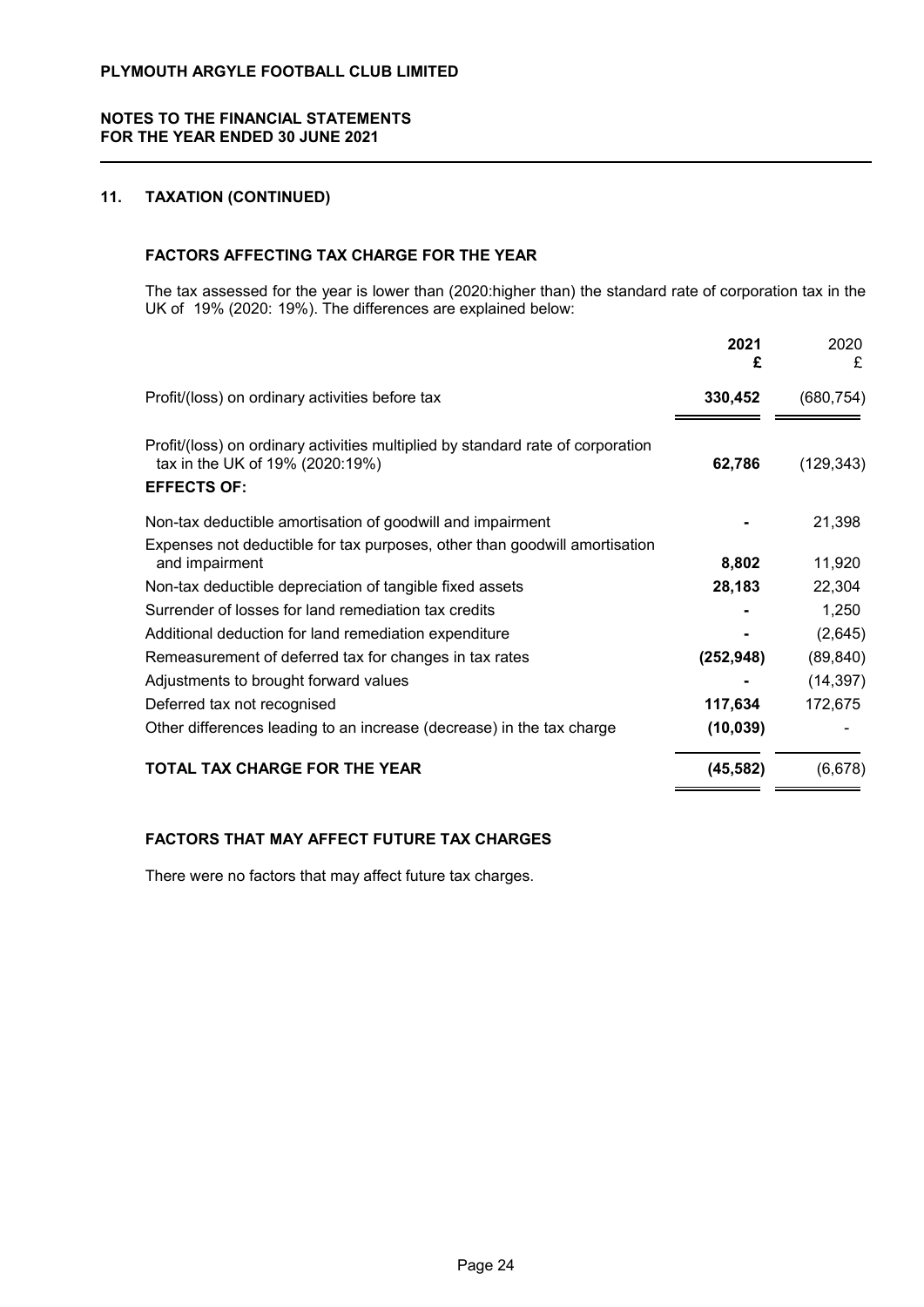## 11. TAXATION (CONTINUED)

### FACTORS AFFECTING TAX CHARGE FOR THE YEAR

The tax assessed for the year is lower than (2020:higher than) the standard rate of corporation tax in the UK of 19% (2020: 19%). The differences are explained below:

| | 2021 £ | 2020 £ |
|---|---|---|
| Profit/(loss) on ordinary activities before tax | **330,452** | (680,754) |
| Profit/(loss) on ordinary activities multiplied by standard rate of corporation tax in the UK of 19% (2020:19%) | **62,786** | (129,343) |
| **EFFECTS OF:** | | |
| Non-tax deductible amortisation of goodwill and impairment | **-** | 21,398 |
| Expenses not deductible for tax purposes, other than goodwill amortisation and impairment | **8,802** | 11,920 |
| Non-tax deductible depreciation of tangible fixed assets | **28,183** | 22,304 |
| Surrender of losses for land remediation tax credits | **-** | 1,250 |
| Additional deduction for land remediation expenditure | **-** | (2,645) |
| Remeasurement of deferred tax for changes in tax rates | **(252,948)** | (89,840) |
| Adjustments to brought forward values | **-** | (14,397) |
| Deferred tax not recognised | **117,634** | 172,675 |
| Other differences leading to an increase (decrease) in the tax charge | **(10,039)** | - |
| **TOTAL TAX CHARGE FOR THE YEAR** | **(45,582)** | (6,678) |

### FACTORS THAT MAY AFFECT FUTURE TAX CHARGES

There were no factors that may affect future tax charges.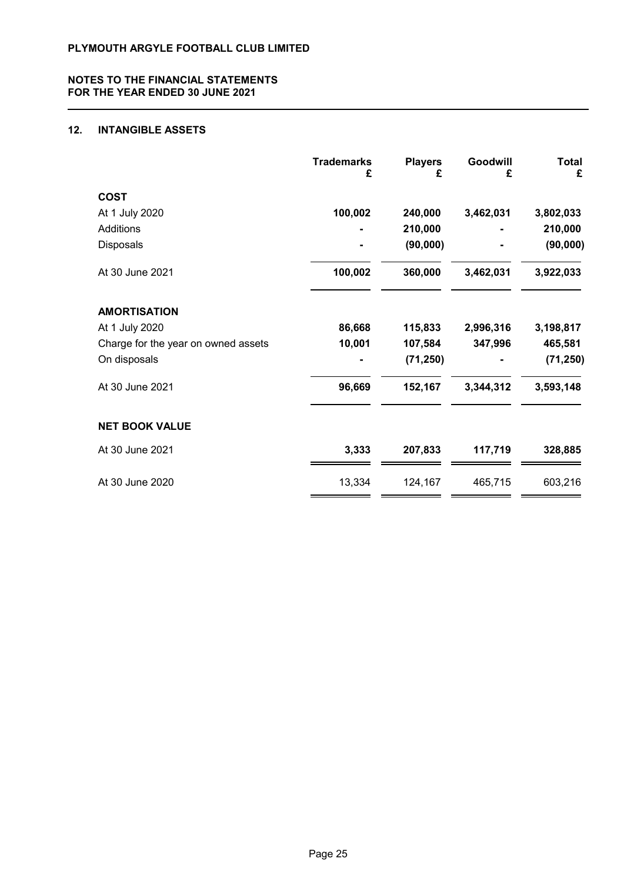PLYMOUTH ARGYLE FOOTBALL CLUB LIMITED

**NOTES TO THE FINANCIAL STATEMENTS**
**FOR THE YEAR ENDED 30 JUNE 2021**

## 12. INTANGIBLE ASSETS

| | Trademarks £ | Players £ | Goodwill £ | Total £ |
|---|---|---|---|---|
| **COST** | | | | |
| At 1 July 2020 | 100,002 | 240,000 | 3,462,031 | 3,802,033 |
| Additions | - | 210,000 | - | 210,000 |
| Disposals | - | (90,000) | - | (90,000) |
| At 30 June 2021 | 100,002 | 360,000 | 3,462,031 | 3,922,033 |
| **AMORTISATION** | | | | |
| At 1 July 2020 | 86,668 | 115,833 | 2,996,316 | 3,198,817 |
| Charge for the year on owned assets | 10,001 | 107,584 | 347,996 | 465,581 |
| On disposals | - | (71,250) | - | (71,250) |
| At 30 June 2021 | 96,669 | 152,167 | 3,344,312 | 3,593,148 |
| **NET BOOK VALUE** | | | | |
| At 30 June 2021 | 3,333 | 207,833 | 117,719 | 328,885 |
| At 30 June 2020 | 13,334 | 124,167 | 465,715 | 603,216 |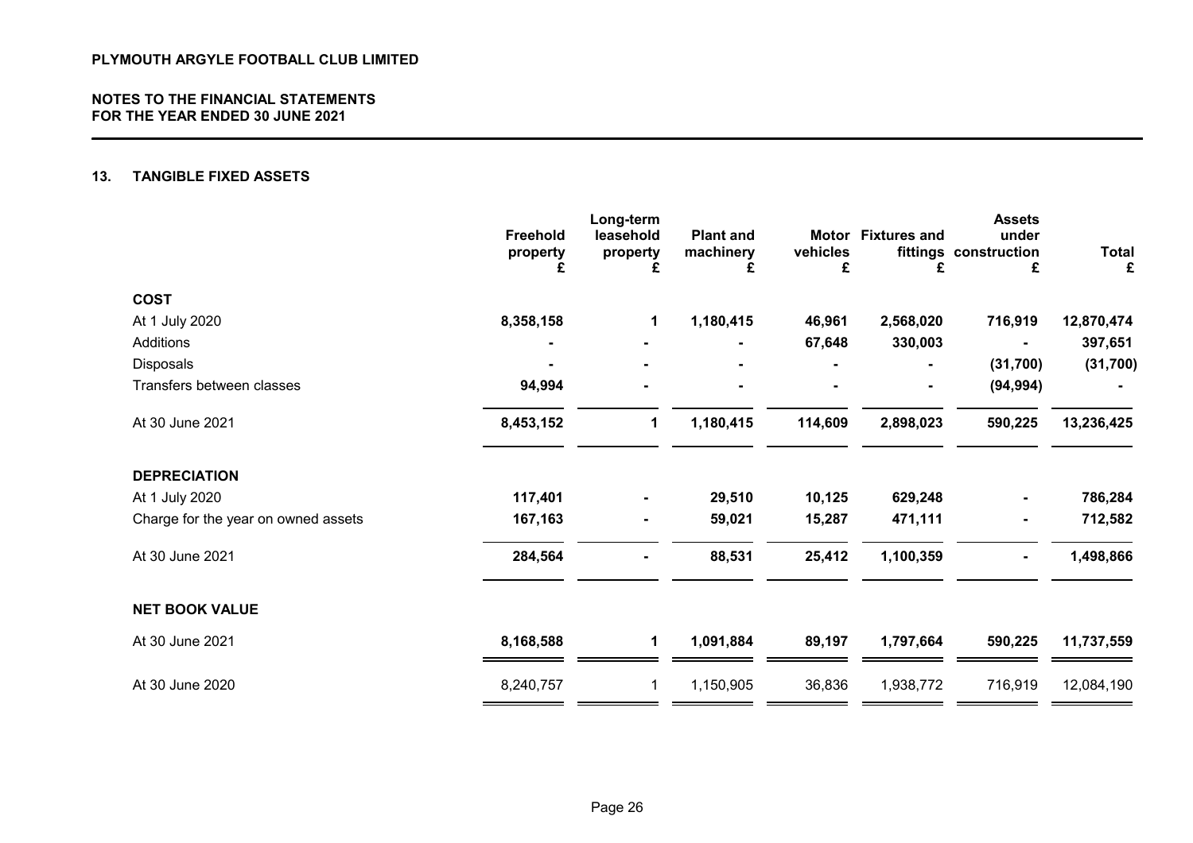## 13. TANGIBLE FIXED ASSETS

| | Freehold property £ | Long-term leasehold property £ | Plant and machinery £ | Motor vehicles £ | Fixtures and fittings £ | Assets under construction £ | Total £ |
|---|---|---|---|---|---|---|---|
| **COST** | | | | | | | |
| At 1 July 2020 | **8,358,158** | **1** | **1,180,415** | **46,961** | **2,568,020** | **716,919** | **12,870,474** |
| Additions | **-** | **-** | **-** | **67,648** | **330,003** | **-** | **397,651** |
| Disposals | **-** | **-** | **-** | **-** | **-** | **(31,700)** | **(31,700)** |
| Transfers between classes | **94,994** | **-** | **-** | **-** | **-** | **(94,994)** | **-** |
| At 30 June 2021 | **8,453,152** | **1** | **1,180,415** | **114,609** | **2,898,023** | **590,225** | **13,236,425** |
| **DEPRECIATION** | | | | | | | |
| At 1 July 2020 | **117,401** | **-** | **29,510** | **10,125** | **629,248** | **-** | **786,284** |
| Charge for the year on owned assets | **167,163** | **-** | **59,021** | **15,287** | **471,111** | **-** | **712,582** |
| At 30 June 2021 | **284,564** | **-** | **88,531** | **25,412** | **1,100,359** | **-** | **1,498,866** |
| **NET BOOK VALUE** | | | | | | | |
| At 30 June 2021 | **8,168,588** | **1** | **1,091,884** | **89,197** | **1,797,664** | **590,225** | **11,737,559** |
| At 30 June 2020 | 8,240,757 | 1 | 1,150,905 | 36,836 | 1,938,772 | 716,919 | 12,084,190 |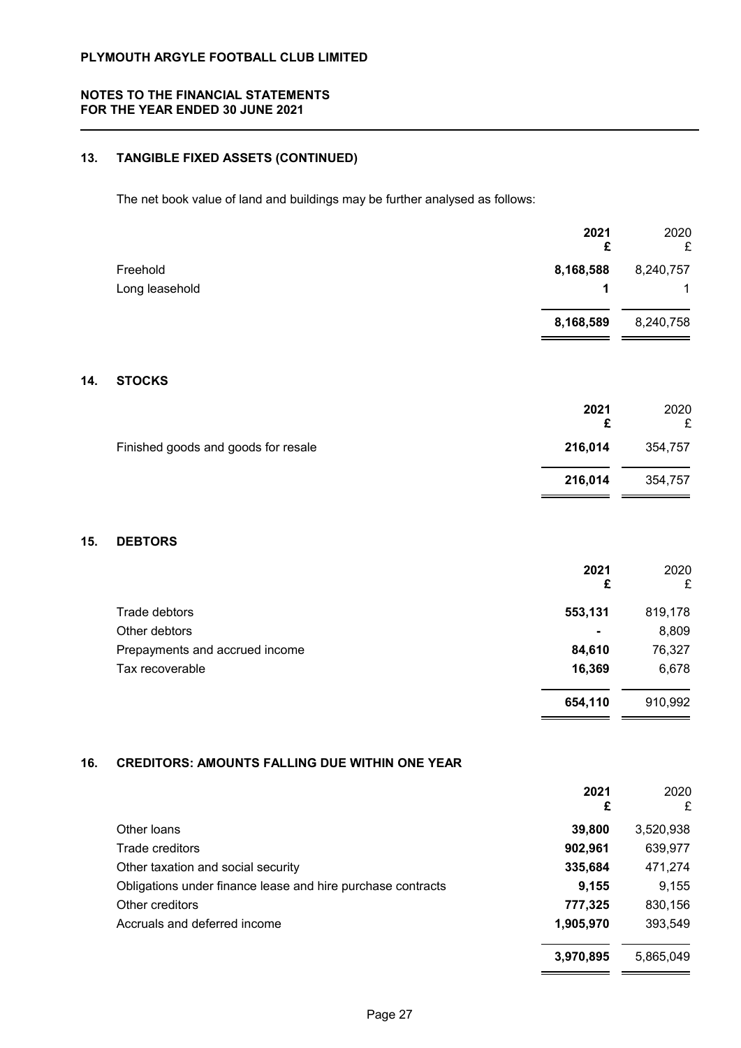## 13. TANGIBLE FIXED ASSETS (CONTINUED)

The net book value of land and buildings may be further analysed as follows:

| | 2021<br>£ | 2020<br>£ |
|---|---|---|
| Freehold | **8,168,588** | 8,240,757 |
| Long leasehold | **1** | 1 |
| | **8,168,589** | 8,240,758 |

## 14. STOCKS

| | 2021<br>£ | 2020<br>£ |
|---|---|---|
| Finished goods and goods for resale | **216,014** | 354,757 |
| | **216,014** | 354,757 |

## 15. DEBTORS

| | 2021<br>£ | 2020<br>£ |
|---|---|---|
| Trade debtors | **553,131** | 819,178 |
| Other debtors | **-** | 8,809 |
| Prepayments and accrued income | **84,610** | 76,327 |
| Tax recoverable | **16,369** | 6,678 |
| | **654,110** | 910,992 |

## 16. CREDITORS: AMOUNTS FALLING DUE WITHIN ONE YEAR

| | 2021<br>£ | 2020<br>£ |
|---|---|---|
| Other loans | **39,800** | 3,520,938 |
| Trade creditors | **902,961** | 639,977 |
| Other taxation and social security | **335,684** | 471,274 |
| Obligations under finance lease and hire purchase contracts | **9,155** | 9,155 |
| Other creditors | **777,325** | 830,156 |
| Accruals and deferred income | **1,905,970** | 393,549 |
| | **3,970,895** | 5,865,049 |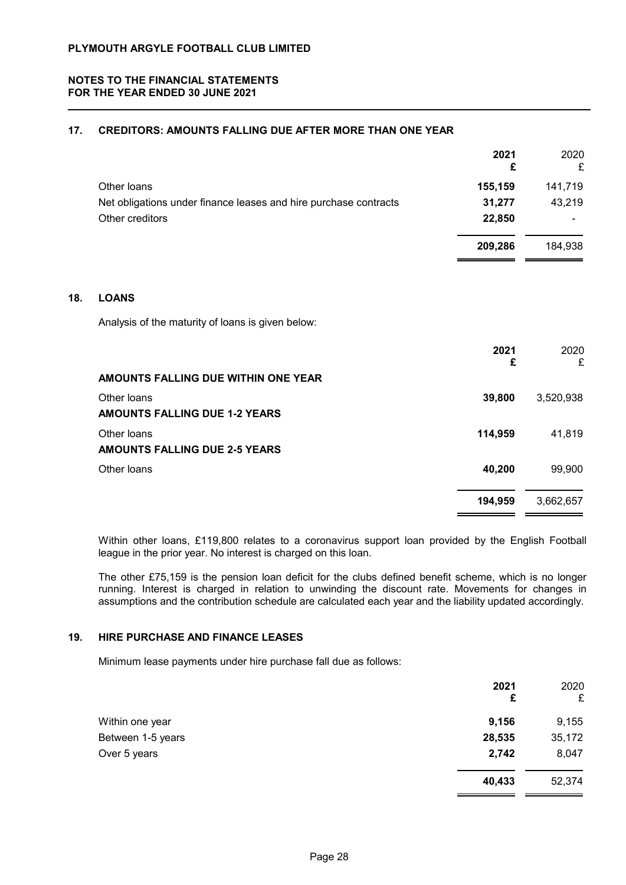**PLYMOUTH ARGYLE FOOTBALL CLUB LIMITED**

**NOTES TO THE FINANCIAL STATEMENTS**
**FOR THE YEAR ENDED 30 JUNE 2021**

## 17. CREDITORS: AMOUNTS FALLING DUE AFTER MORE THAN ONE YEAR

| | **2021 £** | 2020 £ |
|---|---|---|
| Other loans | **155,159** | 141,719 |
| Net obligations under finance leases and hire purchase contracts | **31,277** | 43,219 |
| Other creditors | **22,850** | - |
| | **209,286** | 184,938 |

## 18. LOANS

Analysis of the maturity of loans is given below:

| | **2021 £** | 2020 £ |
|---|---|---|
| **AMOUNTS FALLING DUE WITHIN ONE YEAR** | | |
| Other loans | **39,800** | 3,520,938 |
| **AMOUNTS FALLING DUE 1-2 YEARS** | | |
| Other loans | **114,959** | 41,819 |
| **AMOUNTS FALLING DUE 2-5 YEARS** | | |
| Other loans | **40,200** | 99,900 |
| | **194,959** | 3,662,657 |

Within other loans, £119,800 relates to a coronavirus support loan provided by the English Football league in the prior year. No interest is charged on this loan.

The other £75,159 is the pension loan deficit for the clubs defined benefit scheme, which is no longer running. Interest is charged in relation to unwinding the discount rate. Movements for changes in assumptions and the contribution schedule are calculated each year and the liability updated accordingly.

## 19. HIRE PURCHASE AND FINANCE LEASES

Minimum lease payments under hire purchase fall due as follows:

| | **2021 £** | 2020 £ |
|---|---|---|
| Within one year | **9,156** | 9,155 |
| Between 1-5 years | **28,535** | 35,172 |
| Over 5 years | **2,742** | 8,047 |
| | **40,433** | 52,374 |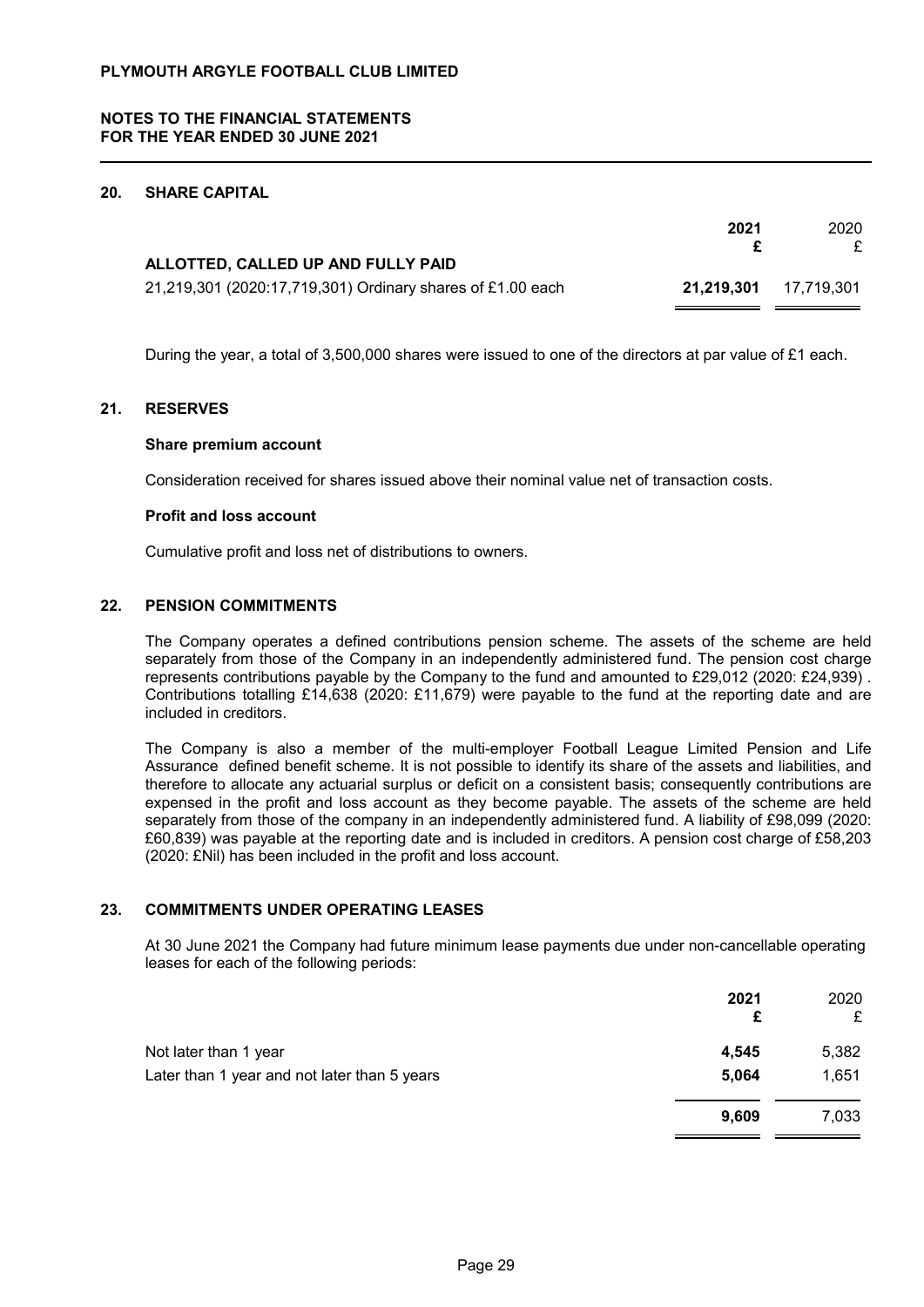**PLYMOUTH ARGYLE FOOTBALL CLUB LIMITED**

**NOTES TO THE FINANCIAL STATEMENTS FOR THE YEAR ENDED 30 JUNE 2021**

## 20. SHARE CAPITAL

| | 2021 £ | 2020 £ |
|---|---|---|
| **ALLOTTED, CALLED UP AND FULLY PAID** | | |
| 21,219,301 (2020:17,719,301) Ordinary shares of £1.00 each | **21,219,301** | 17,719,301 |

During the year, a total of 3,500,000 shares were issued to one of the directors at par value of £1 each.

## 21. RESERVES

**Share premium account**

Consideration received for shares issued above their nominal value net of transaction costs.

**Profit and loss account**

Cumulative profit and loss net of distributions to owners.

## 22. PENSION COMMITMENTS

The Company operates a defined contributions pension scheme. The assets of the scheme are held separately from those of the Company in an independently administered fund. The pension cost charge represents contributions payable by the Company to the fund and amounted to £29,012 (2020: £24,939) . Contributions totalling £14,638 (2020: £11,679) were payable to the fund at the reporting date and are included in creditors.

The Company is also a member of the multi-employer Football League Limited Pension and Life Assurance defined benefit scheme. It is not possible to identify its share of the assets and liabilities, and therefore to allocate any actuarial surplus or deficit on a consistent basis; consequently contributions are expensed in the profit and loss account as they become payable. The assets of the scheme are held separately from those of the company in an independently administered fund. A liability of £98,099 (2020: £60,839) was payable at the reporting date and is included in creditors. A pension cost charge of £58,203 (2020: £Nil) has been included in the profit and loss account.

## 23. COMMITMENTS UNDER OPERATING LEASES

At 30 June 2021 the Company had future minimum lease payments due under non-cancellable operating leases for each of the following periods:

| | 2021 £ | 2020 £ |
|---|---|---|
| Not later than 1 year | **4,545** | 5,382 |
| Later than 1 year and not later than 5 years | **5,064** | 1,651 |
| | **9,609** | 7,033 |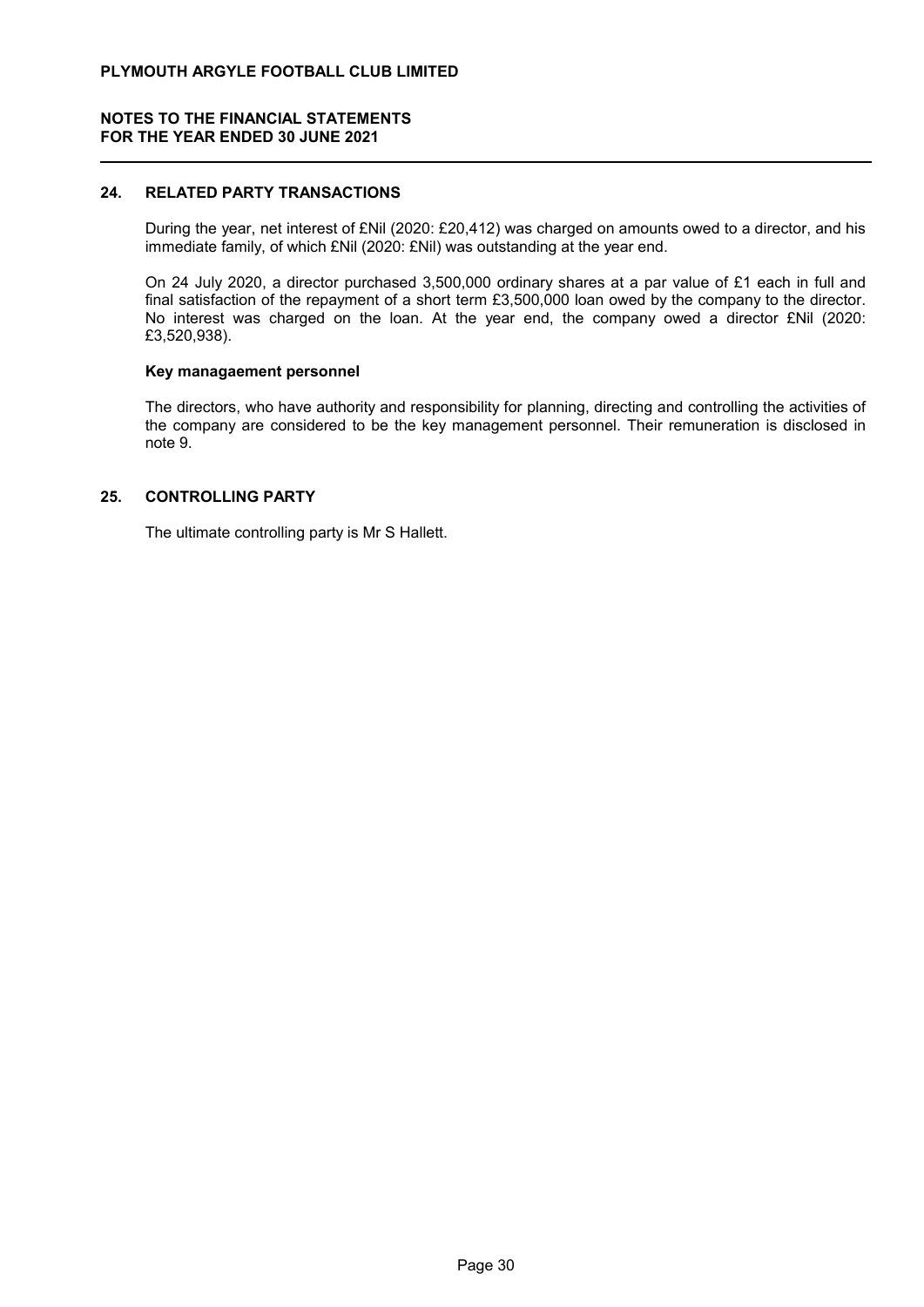## 24. RELATED PARTY TRANSACTIONS

During the year, net interest of £Nil (2020: £20,412) was charged on amounts owed to a director, and his immediate family, of which £Nil (2020: £Nil) was outstanding at the year end.

On 24 July 2020, a director purchased 3,500,000 ordinary shares at a par value of £1 each in full and final satisfaction of the repayment of a short term £3,500,000 loan owed by the company to the director. No interest was charged on the loan. At the year end, the company owed a director £Nil (2020: £3,520,938).

### Key managaement personnel

The directors, who have authority and responsibility for planning, directing and controlling the activities of the company are considered to be the key management personnel. Their remuneration is disclosed in note 9.

## 25. CONTROLLING PARTY

The ultimate controlling party is Mr S Hallett.